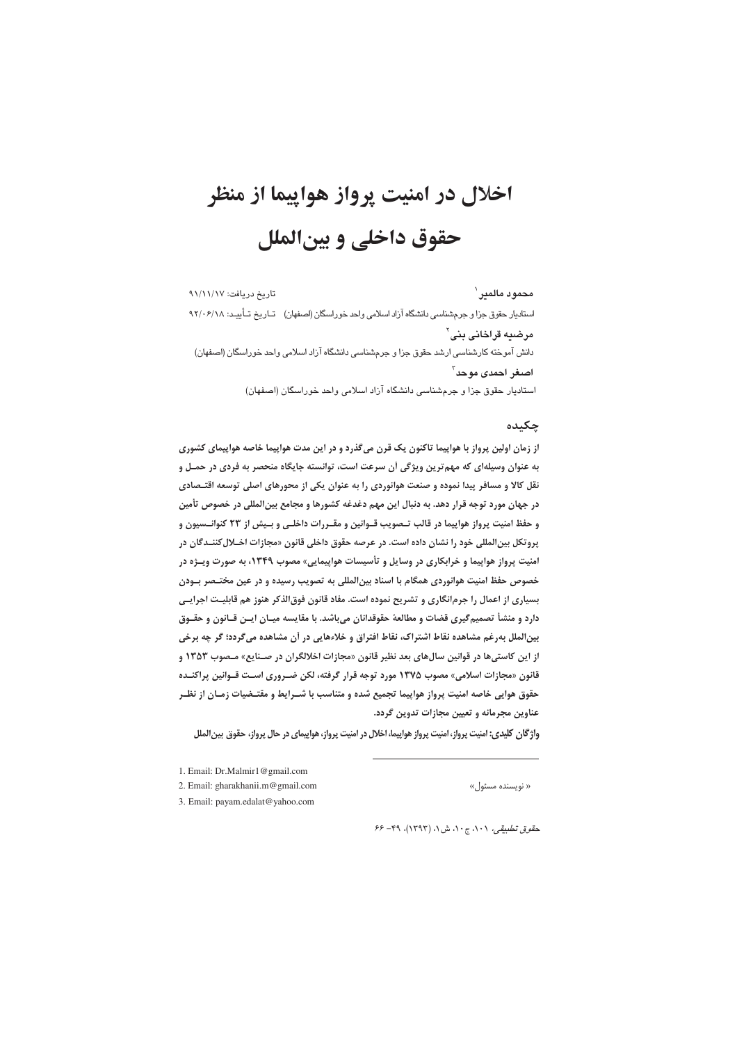# اخلال در امنیت پرواز هواپیما از منظر حقوق داخلی و بین‌الملل

**محمود مالمیر**[1] تاریخ دریافت: ۹۱/۱۱/۱۷

استادیار حقوق جزا و جرم‌شناسی دانشگاه آزاد اسلامی واحد خوراسگان (اصفهان) تاریخ تأیید: ۹۲/۰۶/۱۸

**مرضیه قراخانی بنی**[2]

دانش آموخته کارشناسی ارشد حقوق جزا و جرم‌شناسی دانشگاه آزاد اسلامی واحد خوراسگان (اصفهان)

**اصغر احمدی موحد**[3]

استادیار حقوق جزا و جرم‌شناسی دانشگاه آزاد اسلامی واحد خوراسگان (اصفهان)

## چکیده

از زمان اولین پرواز با هواپیما تاکنون یک قرن می‌گذرد و در این مدت هواپیما خاصه هواپیمای کشوری به عنوان وسیله‌ای که مهم‌ترین ویژگی آن سرعت است، توانسته جایگاه منحصر به فردی در حمل و نقل کالا و مسافر پیدا نموده و صنعت هوانوردی را به عنوان یکی از محورهای اصلی توسعه اقتصادی در جهان مورد توجه قرار دهد. به دنبال این مهم دغدغه کشورها و مجامع بین‌المللی در خصوص تأمین و حفظ امنیت پرواز هواپیما در قالب تصویب قوانین و مقررات داخلی و بیش از ۲۳ کنوانسیون و پروتکل بین‌المللی خود را نشان داده است. در عرصه حقوق داخلی قانون «مجازات اخلال‌کنندگان در امنیت پرواز هواپیما و خرابکاری در وسایل و تأسیسات هواپیمایی» مصوب ۱۳۴۹، به صورت ویژه در خصوص حفظ امنیت هوانوردی همگام با اسناد بین‌المللی به تصویب رسیده و در عین مختصر بودن بسیاری از اعمال را جرم‌انگاری و تشریح نموده است. مفاد قانون فوق‌الذکر هنوز هم قابلیت اجرایی دارد و منشأ تصمیم‌گیری قضات و مطالعهٔ حقوقدانان می‌باشد. با مقایسه میان این قانون و حقوق بین‌الملل به‌رغم مشاهده نقاط اشتراک، نقاط افتراق و خلاءهایی در آن مشاهده می‌گردد؛ گر چه برخی از این کاستی‌ها در قوانین سال‌های بعد نظیر قانون «مجازات اخلالگران در صنایع» مصوب ۱۳۵۳ و قانون «مجازات اسلامی» مصوب ۱۳۷۵ مورد توجه قرار گرفته، لکن ضروری است قوانین پراکنده حقوق هوایی خاصه امنیت پرواز هواپیما تجمیع شده و متناسب با شرایط و مقتضیات زمان از نظر عناوین مجرمانه و تعیین مجازات تدوین گردد.

**واژگان کلیدی:** امنیت پرواز، امنیت پرواز هواپیما، اخلال در امنیت پرواز، هواپیمای در حال پرواز، حقوق بین‌الملل

---

1. Email: Dr.Malmir1@gmail.com

2. Email: gharakhanii.m@gmail.com

3. Email: payam.edalat@yahoo.com

« نویسنده مسئول»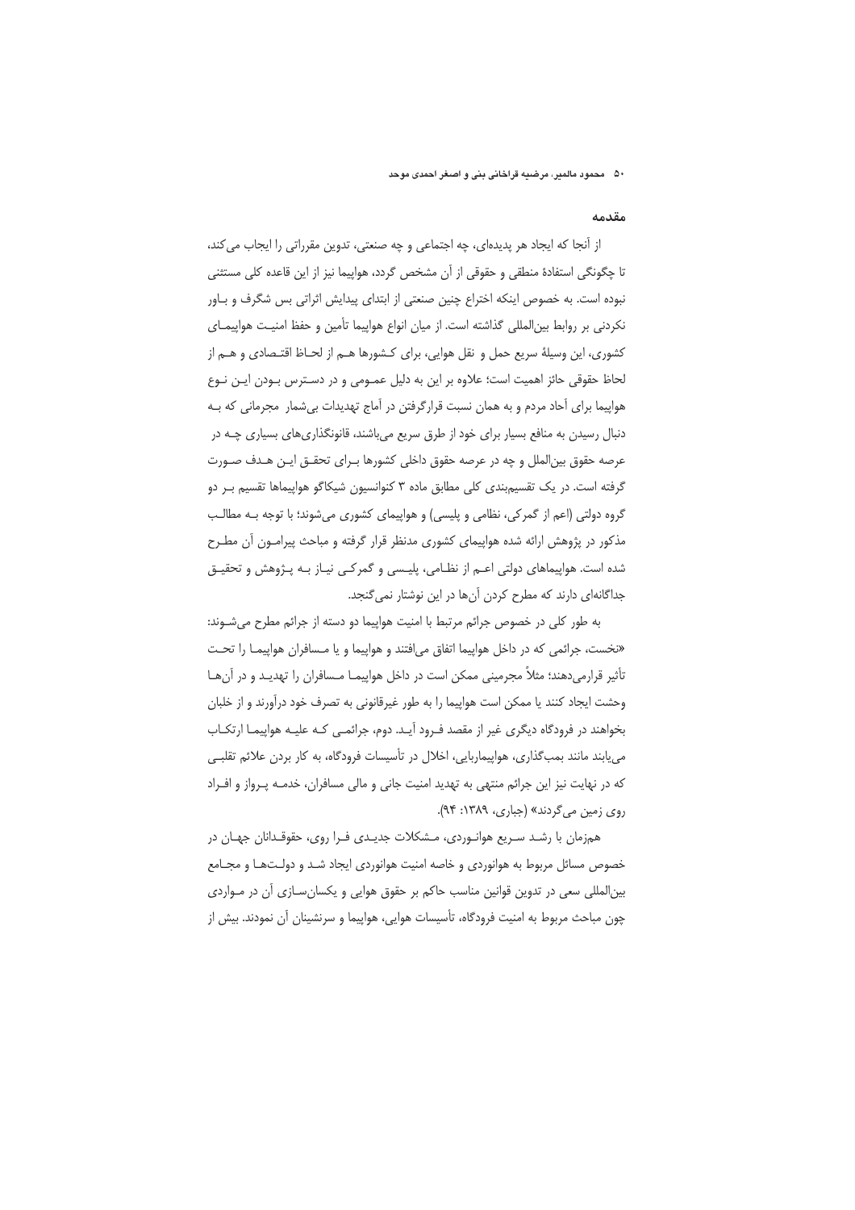## مقدمه

از آنجا که ایجاد هر پدیده‌ای، چه اجتماعی و چه صنعتی، تدوین مقرراتی را ایجاب می‌کند، تا چگونگی استفادهٔ منطقی و حقوقی از آن مشخص گردد، هواپیما نیز از این قاعده کلی مستثنی نبوده است. به خصوص اینکه اختراع چنین صنعتی از ابتدای پیدایش اثراتی بس شگرف و باور نکردنی بر روابط بین‌المللی گذاشته است. از میان انواع هواپیما تأمین و حفظ امنیت هواپیمای کشوری، این وسیلهٔ سریع حمل و نقل هوایی، برای کشورها هم از لحاظ اقتصادی و هم از لحاظ حقوقی حائز اهمیت است؛ علاوه بر این به دلیل عمومی و در دسترس بودن این نوع هواپیما برای آحاد مردم و به همان نسبت قرارگرفتن در آماج تهدیدات بی‌شمار مجرمانی که به دنبال رسیدن به منافع بسیار برای خود از طرق سریع می‌باشند، قانونگذاری‌های بسیاری چه در عرصه حقوق بین‌الملل و چه در عرصه حقوق داخلی کشورها برای تحقق این هدف صورت گرفته است. در یک تقسیم‌بندی کلی مطابق ماده ۳ کنوانسیون شیکاگو هواپیماها تقسیم بر دو گروه دولتی (اعم از گمرکی، نظامی و پلیسی) و هواپیمای کشوری می‌شوند؛ با توجه به مطالب مذکور در پژوهش ارائه شده هواپیمای کشوری مدنظر قرار گرفته و مباحث پیرامون آن مطرح شده است. هواپیماهای دولتی اعم از نظامی، پلیسی و گمرکی نیاز به پژوهش و تحقیق جداگانه‌ای دارند که مطرح کردن آن‌ها در این نوشتار نمی‌گنجد.

به طور کلی در خصوص جرائم مرتبط با امنیت هواپیما دو دسته از جرائم مطرح می‌شوند: «نخست، جرائمی که در داخل هواپیما اتفاق می‌افتند و هواپیما و یا مسافران هواپیما را تحت تأثیر قرارمی‌دهند؛ مثلاً مجرمینی ممکن است در داخل هواپیما مسافران را تهدید و در آن‌ها وحشت ایجاد کنند یا ممکن است هواپیما را به طور غیرقانونی به تصرف خود درآورند و از خلبان بخواهند در فرودگاه دیگری غیر از مقصد فرود آید. دوم، جرائمی که علیه هواپیما ارتکاب می‌یابند مانند بمب‌گذاری، هواپیماربایی، اخلال در تأسیسات فرودگاه، به کار بردن علائم تقلبی که در نهایت نیز این جرائم منتهی به تهدید امنیت جانی و مالی مسافران، خدمه پرواز و افراد روی زمین می‌گردند» (جباری، ۱۳۸۹: ۹۴).

همزمان با رشد سریع هوانوردی، مشکلات جدیدی فرا روی، حقوقدانان جهان در خصوص مسائل مربوط به هوانوردی و خاصه امنیت هوانوردی ایجاد شد و دولت‌ها و مجامع بین‌المللی سعی در تدوین قوانین مناسب حاکم بر حقوق هوایی و یکسان‌سازی آن در مواردی چون مباحث مربوط به امنیت فرودگاه، تأسیسات هوایی، هواپیما و سرنشینان آن نمودند. بیش از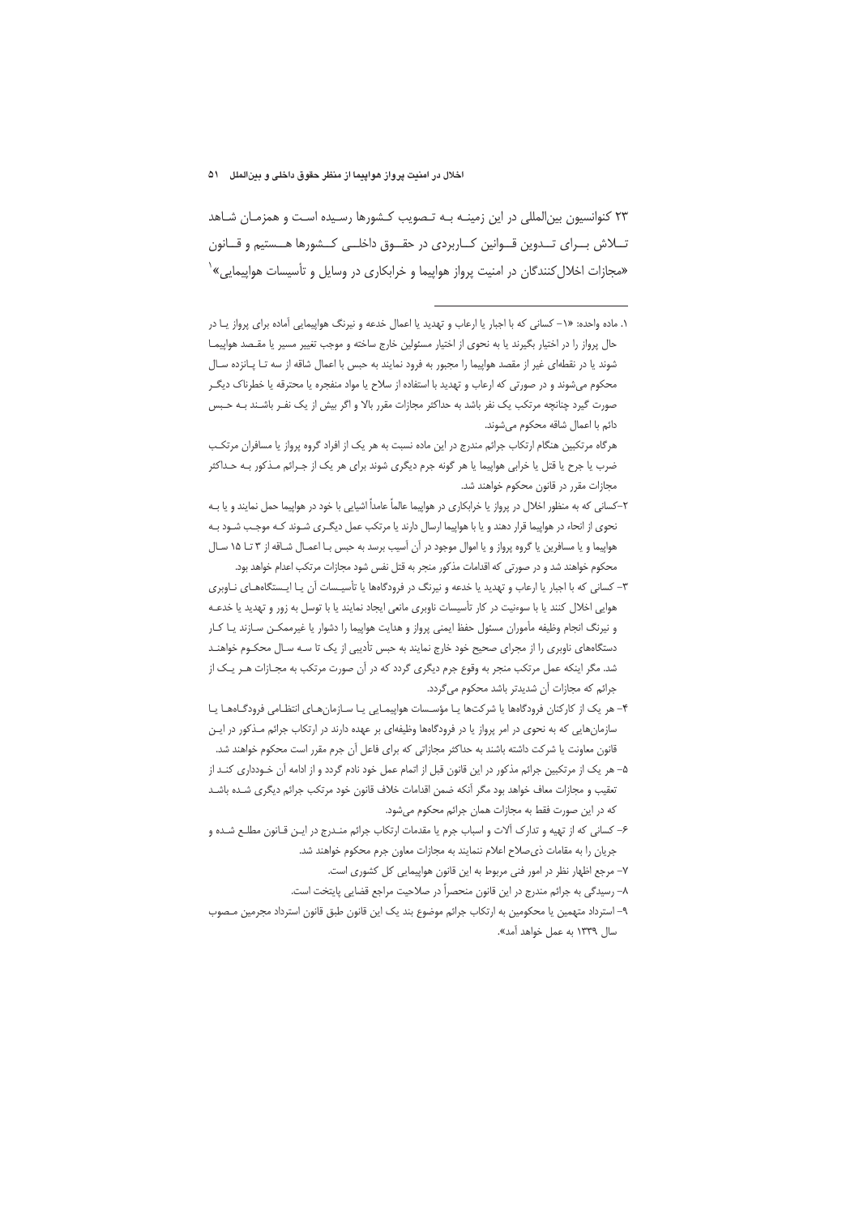۲۳ کنوانسیون بین‌المللی در این زمینه به تصویب کشورها رسیده است و همزمان شاهد تلاش برای تدوین قوانین کاربردی در حقوق داخلی کشورها هستیم و قانون «مجازات اخلال‌کنندگان در امنیت پرواز هواپیما و خرابکاری در وسایل و تأسیسات هواپیمایی»[1]

---

[1] ماده واحده: «۱- کسانی که با اجبار یا ارعاب و تهدید یا اعمال خدعه و نیرنگ هواپیمایی آماده برای پرواز یا در حال پرواز را در اختیار بگیرند یا به نحوی از اختیار مسئولین خارج ساخته و موجب تغییر مسیر یا مقصد هواپیما شوند یا در نقطه‌ای غیر از مقصد هواپیما را مجبور به فرود نمایند به حبس با اعمال شاقه از سه تا پانزده سال محکوم می‌شوند و در صورتی که ارعاب و تهدید با استفاده از سلاح یا مواد منفجره یا محترقه یا خطرناک دیگر صورت گیرد چنانچه مرتکب یک نفر باشد به حداکثر مجازات مقرر بالا و اگر بیش از یک نفر باشند به حبس دائم با اعمال شاقه محکوم می‌شوند.

هرگاه مرتکبین هنگام ارتکاب جرائم مندرج در این ماده نسبت به هر یک از افراد گروه پرواز یا مسافران مرتکب ضرب یا جرح یا قتل یا خرابی هواپیما یا هر گونه جرم دیگری شوند برای هر یک از جرائم مذکور به حداکثر مجازات مقرر در قانون محکوم خواهند شد.

۲-کسانی که به منظور اخلال در پرواز یا خرابکاری در هواپیما عالماً عامداً اشیایی با خود در هواپیما حمل نمایند و یا به نحوی از انحاء در هواپیما قرار دهند و یا با هواپیما ارسال دارند یا مرتکب عمل دیگری شوند که موجب شود به هواپیما و یا مسافرین یا گروه پرواز و یا اموال موجود در آن آسیب برسد به حبس با اعمال شاقه از ۳ تا ۱۵ سال محکوم خواهند شد و در صورتی که اقدامات مذکور منجر به قتل نفس شود مجازات مرتکب اعدام خواهد بود.

۳- کسانی که با اجبار یا ارعاب و تهدید یا خدعه و نیرنگ در فرودگاهها یا تأسیسات آن یا ایستگاههای ناوبری هوایی اخلال کنند یا با سوءنیت در کار تأسیسات ناوبری مانعی ایجاد نمایند یا با توسل به زور و تهدید یا خدعه و نیرنگ انجام وظیفه مأموران مسئول حفظ ایمنی پرواز و هدایت هواپیما را دشوار یا غیرممکن سازند یا کار دستگاههای ناوبری را از مجرای صحیح خود خارج نمایند به حبس تأدیبی از یک تا سه سال محکوم خواهند شد. مگر اینکه عمل مرتکب منجر به وقوع جرم دیگری گردد که در آن صورت مرتکب به مجازات هر یک از جرائم که مجازات آن شدیدتر باشد محکوم می‌گردد.

۴- هر یک از کارکنان فرودگاهها یا شرکت‌ها یا مؤسسات هواپیمایی یا سازمان‌های انتظامی فرودگاهها یا سازمان‌هایی که به نحوی در امر پرواز یا در فرودگاهها وظیفه‌ای بر عهده دارند در ارتکاب جرائم مذکور در این قانون معاونت یا شرکت داشته باشند به حداکثر مجازاتی که برای فاعل آن جرم مقرر است محکوم خواهند شد.

۵- هر یک از مرتکبین جرائم مذکور در این قانون قبل از اتمام عمل خود نادم گردد و از ادامه آن خودداری کند از تعقیب و مجازات معاف خواهد بود مگر آنکه ضمن اقدامات خلاف قانون خود مرتکب جرائم دیگری شده باشد که در این صورت فقط به مجازات همان جرائم محکوم می‌شود.

۶- کسانی که از تهیه و تدارک آلات و اسباب جرم یا مقدمات ارتکاب جرائم مندرج در این قانون مطلع شده و جریان را به مقامات ذی‌صلاح اعلام ننمایند به مجازات معاون جرم محکوم خواهند شد.

۷- مرجع اظهار نظر در امور فنی مربوط به این قانون هواپیمایی کل کشوری است.

۸- رسیدگی به جرائم مندرج در این قانون منحصراً در صلاحیت مراجع قضایی پایتخت است.

۹- استرداد متهمین یا محکومین به ارتکاب جرائم موضوع بند یک این قانون طبق قانون استرداد مجرمین مصوب سال ۱۳۳۹ به عمل خواهد آمد».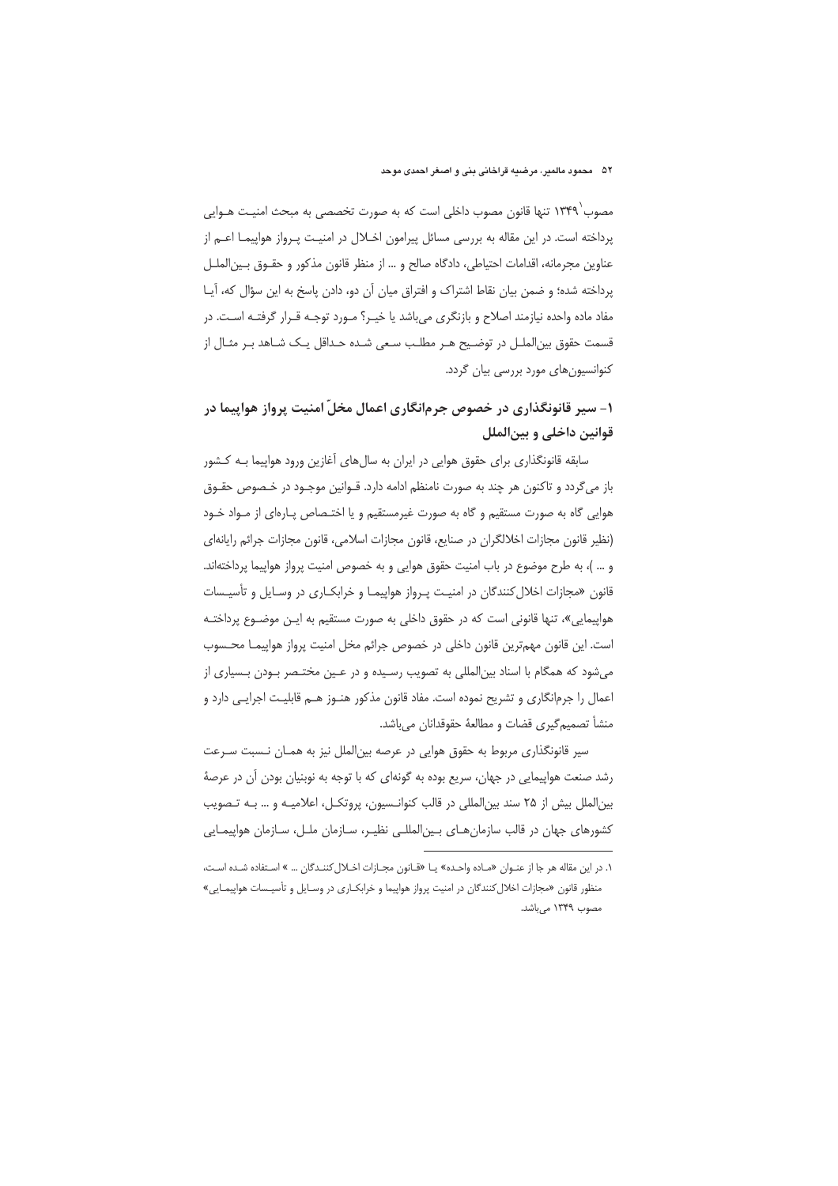مصوب[1] ۱۳۴۹ تنها قانون مصوب داخلی است که به صورت تخصصی به مبحث امنیت هـوایی پرداخته است. در این مقاله به بررسی مسائل پیرامون اخـلال در امنیت پـرواز هواپیمـا اعـم از عناوین مجرمانه، اقدامات احتیاطی، دادگاه صالح و ... از منظر قانون مذکور و حقـوق بـین‌الملـل پرداخته شده؛ و ضمن بیان نقاط اشتراک و افتراق میان آن دو، دادن پاسخ به این سؤال که، آیـا مفاد ماده واحده نیازمند اصلاح و بازنگری می‌باشد یا خیـر؟ مـورد توجـه قـرار گرفتـه اسـت. در قسمت حقوق بین‌الملـل در توضـیح هـر مطلـب سـعی شـده حـداقل یـک شـاهد بـر مثـال از کنوانسیون‌های مورد بررسی بیان گردد.

## ۱- سیر قانونگذاری در خصوص جرم‌انگاری اعمال مخلّ امنیت پرواز هواپیما در قوانین داخلی و بین‌الملل

سابقه قانونگذاری برای حقوق هوایی در ایران به سال‌های آغازین ورود هواپیما بـه کـشور باز می‌گردد و تاکنون هر چند به صورت نامنظم ادامه دارد. قـوانین موجـود در خـصوص حقـوق هوایی گاه به صورت مستقیم و گاه به صورت غیرمستقیم و یا اختـصاص پـاره‌ای از مـواد خـود (نظیر قانون مجازات اخلالگران در صنایع، قانون مجازات اسلامی، قانون مجازات جرائم رایانه‌ای و ... )، به طرح موضوع در باب امنیت حقوق هوایی و به خصوص امنیت پرواز هواپیما پرداخته‌اند. قانون «مجازات اخلال‌کنندگان در امنیـت پـرواز هواپیمـا و خرابکـاری در وسـایل و تأسیـسات هواپیمایی»، تنها قانونی است که در حقوق داخلی به صورت مستقیم به ایـن موضـوع پرداختـه است. این قانون مهم‌ترین قانون داخلی در خصوص جرائم مخل امنیت پرواز هواپیمـا محـسوب می‌شود که همگام با اسناد بین‌المللی به تصویب رسـیده و در عـین مختـصر بـودن بـسیاری از اعمال را جرم‌انگاری و تشریح نموده است. مفاد قانون مذکور هنـوز هـم قابلیـت اجرایـی دارد و منشأ تصمیم‌گیری قضات و مطالعهٔ حقوقدانان می‌باشد.

سیر قانونگذاری مربوط به حقوق هوایی در عرصه بین‌الملل نیز به همـان نـسبت سـرعت رشد صنعت هواپیمایی در جهان، سریع بوده به گونه‌ای که با توجه به نوبنیان بودن آن در عرصهٔ بین‌الملل بیش از ۲۵ سند بین‌المللی در قالب کنوانـسیون، پروتکـل، اعلامیـه و ... بـه تـصویب کشورهای جهان در قالب سازمان‌هـای بـین‌المللـی نظیـر، سـازمان ملـل، سـازمان هواپیمـایی

---

[1] در این مقاله هر جا از عنـوان «مـاده واحـده» یـا «قـانون مجـازات اخـلال‌کننـدگان ... » اسـتفاده شـده اسـت، منظور قانون «مجازات اخلال‌کنندگان در امنیت پرواز هواپیما و خرابکـاری در وسـایل و تأسیـسات هواپیمـایی» مصوب ۱۳۴۹ می‌باشد.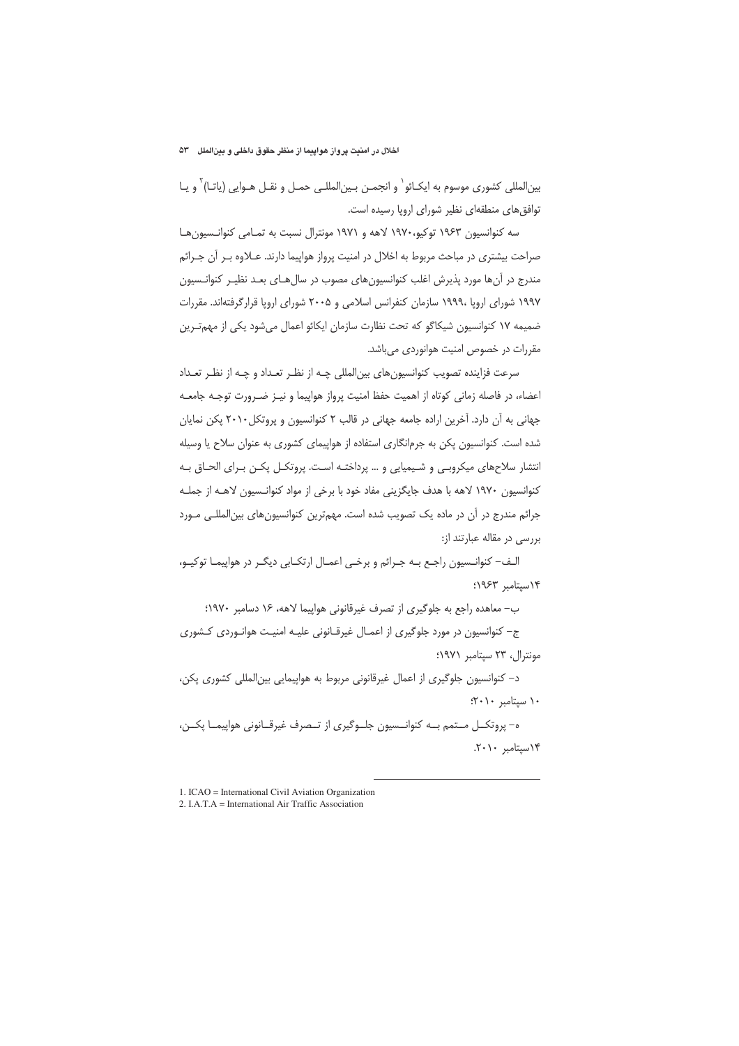بین‌المللی کشوری موسوم به ایکـائو[1] و انجمـن بـین‌المللـی حمـل و نقـل هـوایی (یاتـا)[2] و یـا توافق‌های منطقه‌ای نظیر شورای اروپا رسیده است.

سه کنوانسیون ۱۹۶۳ توکیو،۱۹۷۰ لاهه و ۱۹۷۱ مونترال نسبت به تمـامی کنوانـسیون‌هـا صراحت بیشتری در مباحث مربوط به اخلال در امنیت پرواز هواپیما دارند. عـلاوه بـر آن جـرائم مندرج در آن‌ها مورد پذیرش اغلب کنوانسیون‌های مصوب در سال‌هـای بعـد نظیـر کنوانـسیون ۱۹۹۷ شورای اروپا ،۱۹۹۹ سازمان کنفرانس اسلامی و ۲۰۰۵ شورای اروپا قرارگرفته‌اند. مقررات ضمیمه ۱۷ کنوانسیون شیکاگو که تحت نظارت سازمان ایکائو اعمال می‌شود یکی از مهم‌تـرین مقررات در خصوص امنیت هوانوردی می‌باشد.

سرعت فزاینده تصویب کنوانسیون‌های بین‌المللی چـه از نظـر تعـداد و چـه از نظـر تعـداد اعضاء، در فاصله زمانی کوتاه از اهمیت حفظ امنیت پرواز هواپیما و نیـز ضـرورت توجـه جامعـه جهانی به آن دارد. آخرین اراده جامعه جهانی در قالب ۲ کنوانسیون و پروتکل۲۰۱۰ پکن نمایان شده است. کنوانسیون پکن به جرم‌انگاری استفاده از هواپیمای کشوری به عنوان سلاح یا وسیله انتشار سلاح‌های میکروبـی و شـیمیایی و ... پرداختـه اسـت. پروتکـل پکـن بـرای الحـاق بـه کنوانسیون ۱۹۷۰ لاهه با هدف جایگزینی مفاد خود با برخی از مواد کنوانـسیون لاهـه از جملـه جرائم مندرج در آن در ماده یک تصویب شده است. مهم‌ترین کنوانسیون‌های بین‌المللـی مـورد بررسی در مقاله عبارتند از:

الـف- کنوانـسیون راجـع بـه جـرائم و برخـی اعمـال ارتکـابی دیگـر در هواپیمـا توکیـو، ۱۴سپتامبر ۱۹۶۳؛

ب- معاهده راجع به جلوگیری از تصرف غیرقانونی هواپیما لاهه، ۱۶ دسامبر ۱۹۷۰؛

ج- کنوانسیون در مورد جلوگیری از اعمـال غیرقـانونی علیـه امنیـت هوانـوردی کـشوری مونترال، ۲۳ سپتامبر ۱۹۷۱؛

د- کنوانسیون جلوگیری از اعمال غیرقانونی مربوط به هواپیمایی بین‌المللی کشوری پکن، ۱۰ سپتامبر ۲۰۱۰؛

ه- پروتکـل مـتمم بـه کنوانـسیون جلـوگیری از تـصرف غیرقـانونی هواپیمـا پکـن، ۱۴سپتامبر ۲۰۱۰.

---

1. ICAO = International Civil Aviation Organization
2. I.A.T.A = International Air Traffic Association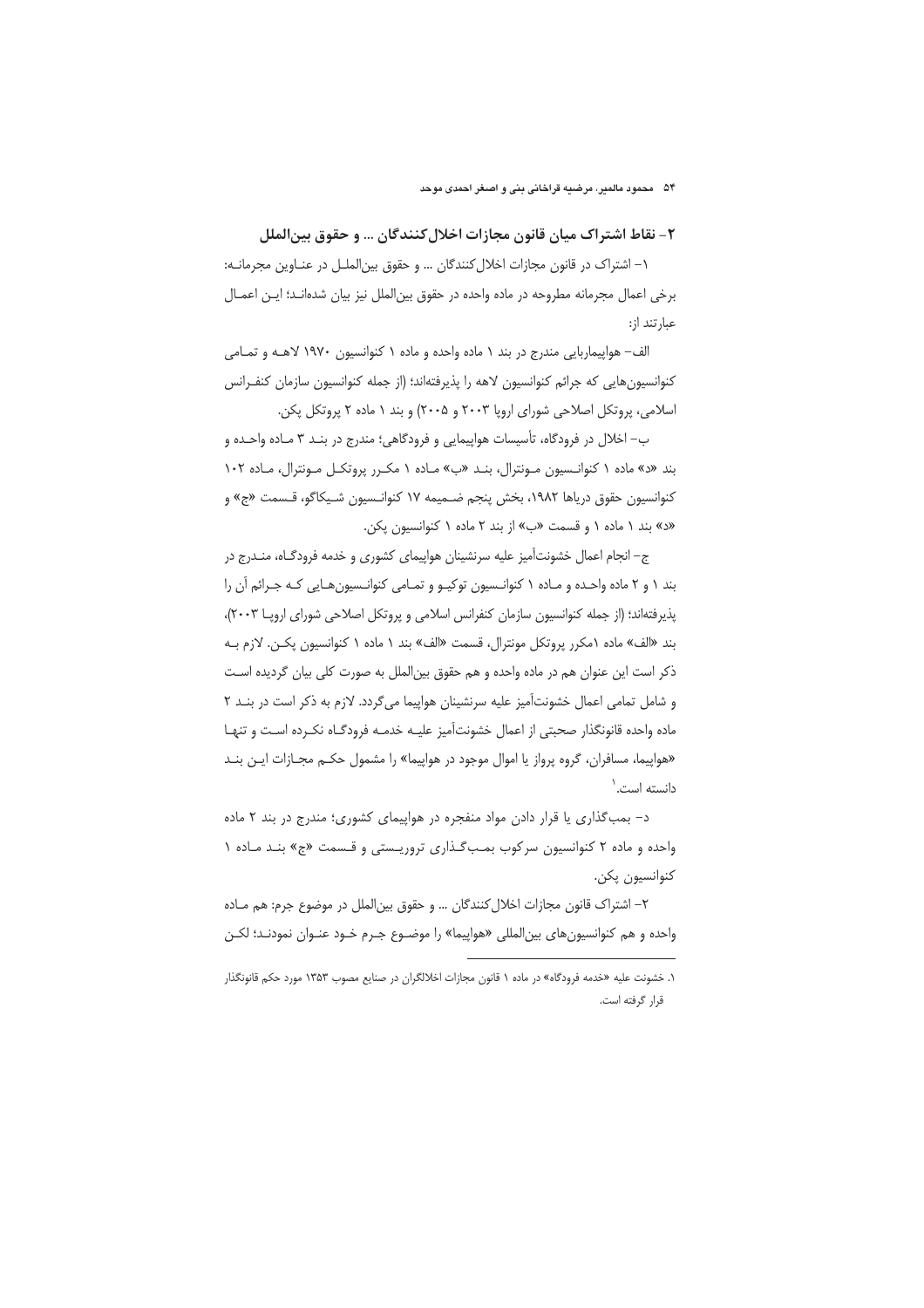## ۲- نقاط اشتراک میان قانون مجازات اخلال‌کنندگان ... و حقوق بین‌الملل

۱- اشتراک در قانون مجازات اخلال‌کنندگان ... و حقوق بین‌الملل در عناوین مجرمانه: برخی اعمال مجرمانه مطروحه در ماده واحده در حقوق بین‌الملل نیز بیان شده‌اند؛ این اعمال عبارتند از:

الف- هواپیماربایی مندرج در بند ۱ ماده واحده و ماده ۱ کنوانسیون ۱۹۷۰ لاهه و تمامی کنوانسیون‌هایی که جرائم کنوانسیون لاهه را پذیرفته‌اند؛ (از جمله کنوانسیون سازمان کنفرانس اسلامی، پروتکل اصلاحی شورای اروپا ۲۰۰۳ و ۲۰۰۵) و بند ۱ ماده ۲ پروتکل پکن.

ب- اخلال در فرودگاه، تأسیسات هواپیمایی و فرودگاهی؛ مندرج در بند ۳ ماده واحده و بند «د» ماده ۱ کنوانسیون مونترال، بند «ب» ماده ۱ مکرر پروتکل مونترال، ماده ۱۰۲ کنوانسیون حقوق دریاها ۱۹۸۲، بخش پنجم ضمیمه ۱۷ کنوانسیون شیکاگو، قسمت «ج» و «د» بند ۱ ماده ۱ و قسمت «ب» از بند ۲ ماده ۱ کنوانسیون پکن.

ج- انجام اعمال خشونت‌آمیز علیه سرنشینان هواپیمای کشوری و خدمه فرودگاه، مندرج در بند ۱ و ۲ ماده واحده و ماده ۱ کنوانسیون توکیو و تمامی کنوانسیون‌هایی که جرائم آن را پذیرفته‌اند؛ (از جمله کنوانسیون سازمان کنفرانس اسلامی و پروتکل اصلاحی شورای اروپا ۲۰۰۳)، بند «الف» ماده ۱مکرر پروتکل مونترال، قسمت «الف» بند ۱ ماده ۱ کنوانسیون پکن. لازم به ذکر است این عنوان هم در ماده واحده و هم حقوق بین‌الملل به صورت کلی بیان گردیده است و شامل تمامی اعمال خشونت‌آمیز علیه سرنشینان هواپیما می‌گردد. لازم به ذکر است در بند ۲ ماده واحده قانونگذار صحبتی از اعمال خشونت‌آمیز علیه خدمه فرودگاه نکرده است و تنها «هواپیما، مسافران، گروه پرواز یا اموال موجود در هواپیما» را مشمول حکم مجازات این بند دانسته است.[1]

د- بمب‌گذاری یا قرار دادن مواد منفجره در هواپیمای کشوری؛ مندرج در بند ۲ ماده واحده و ماده ۲ کنوانسیون سرکوب بمب‌گذاری تروریستی و قسمت «ج» بند ماده ۱ کنوانسیون پکن.

۲- اشتراک قانون مجازات اخلال‌کنندگان ... و حقوق بین‌الملل در موضوع جرم: هم ماده واحده و هم کنوانسیون‌های بین‌المللی «هواپیما» را موضوع جرم خود عنوان نمودند؛ لکن

---

۱. خشونت علیه «خدمه فرودگاه» در ماده ۱ قانون مجازات اخلالگران در صنایع مصوب ۱۳۵۳ مورد حکم قانونگذار قرار گرفته است.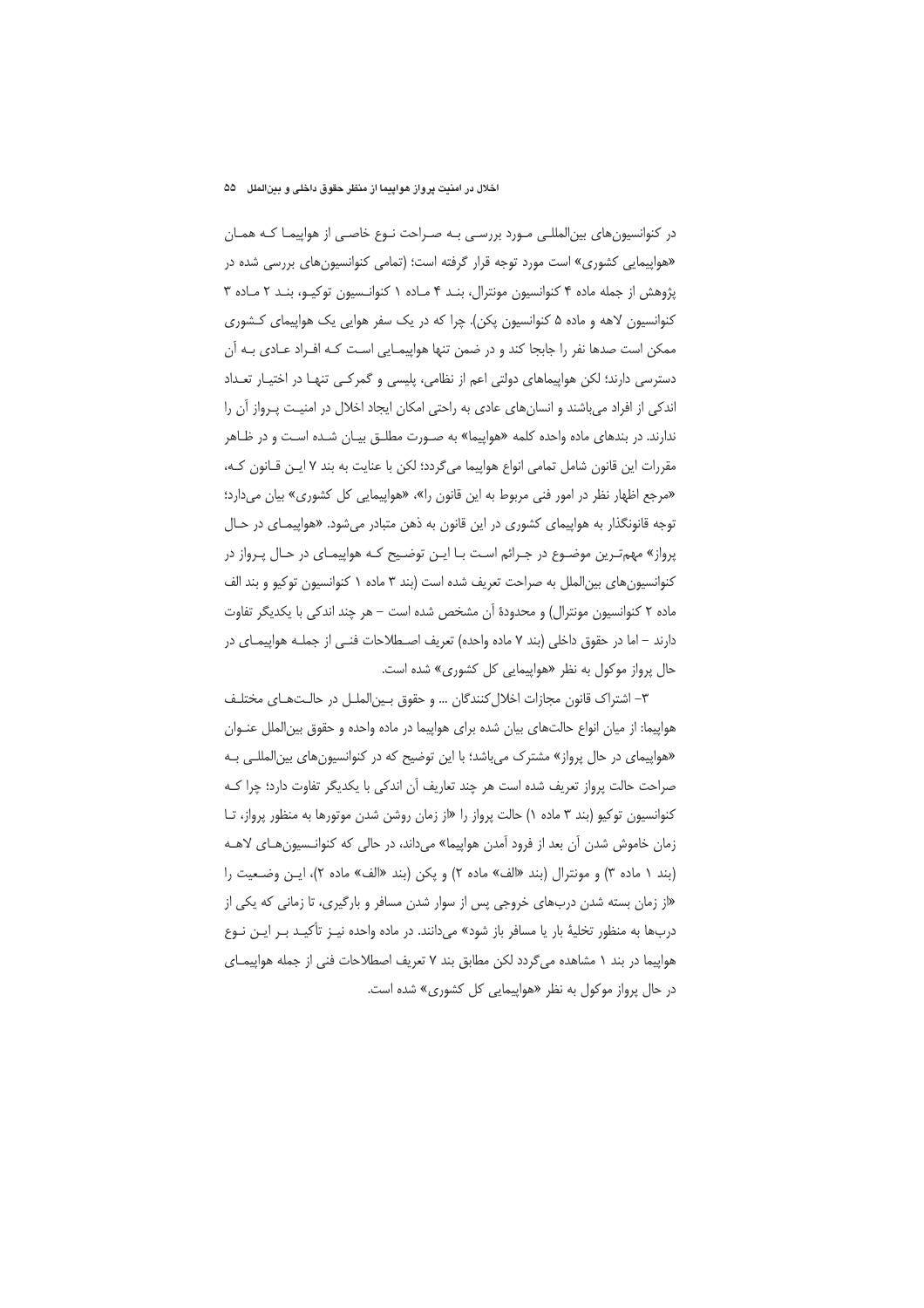در کنوانسیون‌های بین‌المللی مورد بررسی به صراحت نوع خاصی از هواپیما که همان «هواپیمایی کشوری» است مورد توجه قرار گرفته است؛ (تمامی کنوانسیون‌های بررسی شده در پژوهش از جمله ماده ۴ کنوانسیون مونترال، بند ۴ ماده ۱ کنوانسیون توکیو، بند ۲ ماده ۳ کنوانسیون لاهه و ماده ۵ کنوانسیون پکن). چرا که در یک سفر هوایی یک هواپیمای کشوری ممکن است صدها نفر را جابجا کند و در ضمن تنها هواپیمایی است که افراد عادی به آن دسترسی دارند؛ لکن هواپیماهای دولتی اعم از نظامی، پلیسی و گمرکی تنها در اختیار تعداد اندکی از افراد می‌باشند و انسان‌های عادی به راحتی امکان ایجاد اخلال در امنیت پرواز آن را ندارند. در بندهای ماده واحده کلمه «هواپیما» به صورت مطلق بیان شده است و در ظاهر مقررات این قانون شامل تمامی انواع هواپیما می‌گردد؛ لکن با عنایت به بند ۷ این قانون که، «مرجع اظهار نظر در امور فنی مربوط به این قانون را»، «هواپیمایی کل کشوری» بیان می‌دارد؛ توجه قانونگذار به هواپیمای کشوری در این قانون به ذهن متبادر می‌شود. «هواپیمای در حال پرواز» مهم‌ترین موضوع در جرائم است با این توضیح که هواپیمای در حال پرواز در کنوانسیون‌های بین‌الملل به صراحت تعریف شده است (بند ۳ ماده ۱ کنوانسیون توکیو و بند الف ماده ۲ کنوانسیون مونترال) و محدودهٔ آن مشخص شده است – هر چند اندکی با یکدیگر تفاوت دارند – اما در حقوق داخلی (بند ۷ ماده واحده) تعریف اصطلاحات فنی از جمله هواپیمای در حال پرواز موکول به نظر «هواپیمایی کل کشوری» شده است.

۳- اشتراک قانون مجازات اخلال‌کنندگان ... و حقوق بین‌الملل در حالت‌های مختلف هواپیما: از میان انواع حالت‌های بیان شده برای هواپیما در ماده واحده و حقوق بین‌الملل عنوان «هواپیمای در حال پرواز» مشترک می‌باشد؛ با این توضیح که در کنوانسیون‌های بین‌المللی به صراحت حالت پرواز تعریف شده است هر چند تعاریف آن اندکی با یکدیگر تفاوت دارد؛ چرا که کنوانسیون توکیو (بند ۳ ماده ۱) حالت پرواز را «از زمان روشن شدن موتورها به منظور پرواز، تا زمان خاموش شدن آن بعد از فرود آمدن هواپیما» می‌داند، در حالی که کنوانسیون‌های لاهه (بند ۱ ماده ۳) و مونترال (بند «الف» ماده ۲) و پکن (بند «الف» ماده ۲)، این وضعیت را «از زمان بسته شدن درب‌های خروجی پس از سوار شدن مسافر و بارگیری، تا زمانی که یکی از درب‌ها به منظور تخلیهٔ بار یا مسافر باز شود» می‌دانند. در ماده واحده نیز تأکید بر این نوع هواپیما در بند ۱ مشاهده می‌گردد لکن مطابق بند ۷ تعریف اصطلاحات فنی از جمله هواپیمای در حال پرواز موکول به نظر «هواپیمایی کل کشوری» شده است.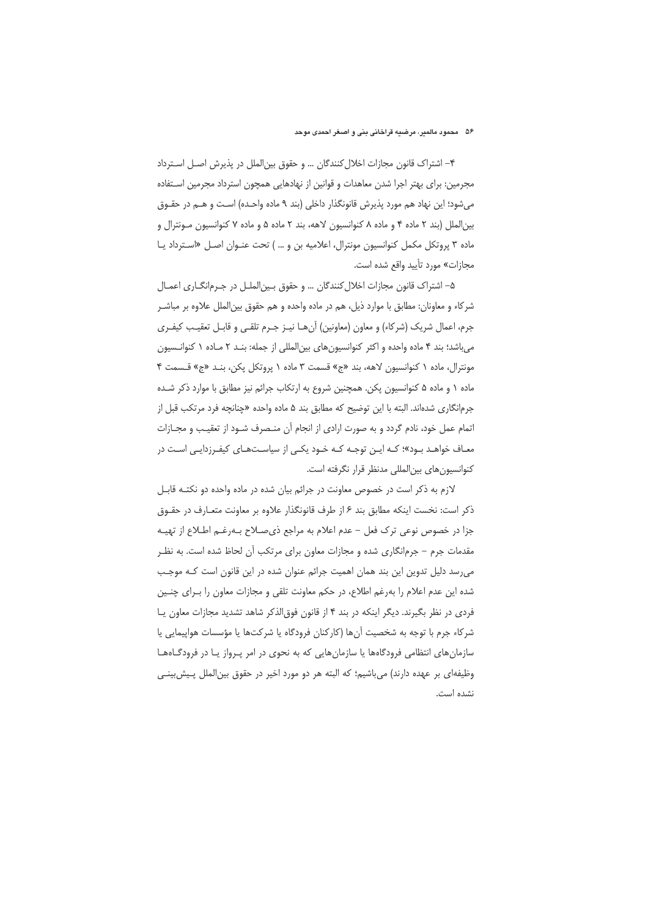۴- اشتراک قانون مجازات اخلال‌کنندگان ... و حقوق بین‌الملل در پذیرش اصل استرداد مجرمین: برای بهتر اجرا شدن معاهدات و قوانین از نهادهایی همچون استرداد مجرمین استفاده می‌شود؛ این نهاد هم مورد پذیرش قانونگذار داخلی (بند ۹ ماده واحده) است و هم در حقوق بین‌الملل (بند ۲ ماده ۴ و ماده ۸ کنوانسیون لاهه، بند ۲ ماده ۵ و ماده ۷ کنوانسیون مونترال و ماده ۳ پروتکل مکمل کنوانسیون مونترال، اعلامیه بن و ... ) تحت عنوان اصل «استرداد یا مجازات» مورد تأیید واقع شده است.

۵- اشتراک قانون مجازات اخلال‌کنندگان ... و حقوق بین‌الملل در جرم‌انگاری اعمال شرکاء و معاونان: مطابق با موارد ذیل، هم در ماده واحده و هم حقوق بین‌الملل علاوه بر مباشر جرم، اعمال شریک (شرکاء) و معاون (معاونین) آن‌ها نیز جرم تلقی و قابل تعقیب کیفری می‌باشد؛ بند ۴ ماده واحده و اکثر کنوانسیون‌های بین‌المللی از جمله: بند ۲ ماده ۱ کنوانسیون مونترال، ماده ۱ کنوانسیون لاهه، بند «ج» قسمت ۳ ماده ۱ پروتکل پکن، بند «ج» قسمت ۴ ماده ۱ و ماده ۵ کنوانسیون پکن. همچنین شروع به ارتکاب جرائم نیز مطابق با موارد ذکر شده جرم‌انگاری شده‌اند. البته با این توضیح که مطابق بند ۵ ماده واحده «چنانچه فرد مرتکب قبل از اتمام عمل خود، نادم گردد و به صورت ارادی از انجام آن منصرف شود از تعقیب و مجازات معاف خواهد بود»؛ که این توجه که خود یکی از سیاست‌های کیفرزدایی است در کنوانسیون‌های بین‌المللی مدنظر قرار نگرفته است.

لازم به ذکر است در خصوص معاونت در جرائم بیان شده در ماده واحده دو نکته قابل ذکر است: نخست اینکه مطابق بند ۶ از طرف قانونگذار علاوه بر معاونت متعارف در حقوق جزا در خصوص نوعی ترک فعل - عدم اعلام به مراجع ذی‌صلاح به‌رغم اطلاع از تهیه مقدمات جرم - جرم‌انگاری شده و مجازات معاون برای مرتکب آن لحاظ شده است. به نظر می‌رسد دلیل تدوین این بند همان اهمیت جرائم عنوان شده در این قانون است که موجب شده این عدم اعلام را به‌رغم اطلاع، در حکم معاونت تلقی و مجازات معاون را برای چنین فردی در نظر بگیرند. دیگر اینکه در بند ۴ از قانون فوق‌الذکر شاهد تشدید مجازات معاون یا شرکاء جرم با توجه به شخصیت آن‌ها (کارکنان فرودگاه یا شرکت‌ها یا مؤسسات هواپیمایی یا سازمان‌های انتظامی فرودگاه‌ها یا سازمان‌هایی که به نحوی در امر پرواز یا در فرودگاه‌ها وظیفه‌ای بر عهده دارند) می‌باشیم؛ که البته هر دو مورد اخیر در حقوق بین‌الملل پیش‌بینی نشده است.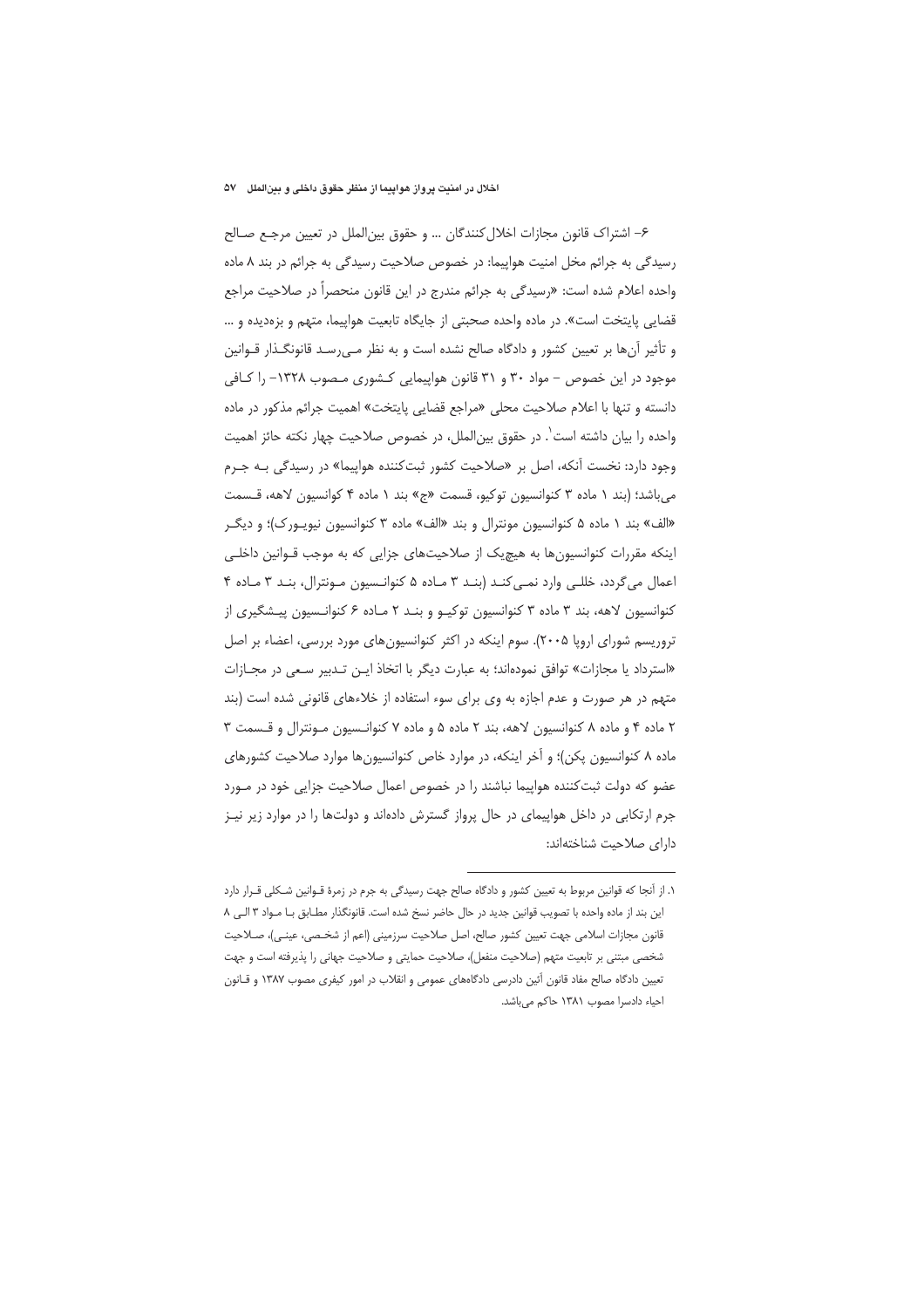۶- اشتراک قانون مجازات اخلال‌کنندگان ... و حقوق بین‌الملل در تعیین مرجع صالح رسیدگی به جرائم مخل امنیت هواپیما: در خصوص صلاحیت رسیدگی به جرائم در بند ۸ ماده واحده اعلام شده است: «رسیدگی به جرائم مندرج در این قانون منحصراً در صلاحیت مراجع قضایی پایتخت است». در ماده واحده صحبتی از جایگاه تابعیت هواپیما، متهم و بزه‌دیده و ... و تأثیر آن‌ها بر تعیین کشور و دادگاه صالح نشده است و به نظر می‌رسد قانونگذار قوانین موجود در این خصوص - مواد ۳۰ و ۳۱ قانون هواپیمایی کشوری مصوب ۱۳۲۸- را کافی دانسته و تنها با اعلام صلاحیت محلی «مراجع قضایی پایتخت» اهمیت جرائم مذکور در ماده واحده را بیان داشته است[1]. در حقوق بین‌الملل، در خصوص صلاحیت چهار نکته حائز اهمیت وجود دارد: نخست آنکه، اصل بر «صلاحیت کشور ثبت‌کننده هواپیما» در رسیدگی به جرم می‌باشد؛ (بند ۱ ماده ۳ کنوانسیون توکیو، قسمت «ج» بند ۱ ماده ۴ کوانسیون لاهه، قسمت «الف» بند ۱ ماده ۵ کنوانسیون مونترال و بند «الف» ماده ۳ کنوانسیون نیویورک)؛ و دیگر اینکه مقررات کنوانسیون‌ها به هیچ‌یک از صلاحیت‌های جزایی که به موجب قوانین داخلی اعمال می‌گردد، خللی وارد نمی‌کند (بند ۳ ماده ۵ کنوانسیون مونترال، بند ۳ ماده ۴ کنوانسیون لاهه، بند ۳ ماده ۳ کنوانسیون توکیو و بند ۲ ماده ۶ کنوانسیون پیشگیری از تروریسم شورای اروپا ۲۰۰۵). سوم اینکه در اکثر کنوانسیون‌های مورد بررسی، اعضاء بر اصل «استرداد یا مجازات» توافق نموده‌اند؛ به عبارت دیگر با اتخاذ این تدبیر سعی در مجازات متهم در هر صورت و عدم اجازه به وی برای سوء استفاده از خلاءهای قانونی شده است (بند ۲ ماده ۴ و ماده ۸ کنوانسیون لاهه، بند ۲ ماده ۵ و ماده ۷ کنوانسیون مونترال و قسمت ۳ ماده ۸ کنوانسیون پکن)؛ و آخر اینکه، در موارد خاص کنوانسیون‌ها موارد صلاحیت کشورهای عضو که دولت ثبت‌کننده هواپیما نباشند را در خصوص اعمال صلاحیت جزایی خود در مورد جرم ارتکابی در داخل هواپیمای در حال پرواز گسترش داده‌اند و دولت‌ها را در موارد زیر نیز دارای صلاحیت شناخته‌اند:

---

[1] ۱. از آنجا که قوانین مربوط به تعیین کشور و دادگاه صالح جهت رسیدگی به جرم در زمرهٔ قوانین شکلی قرار دارد این بند از ماده واحده با تصویب قوانین جدید در حال حاضر نسخ شده است. قانونگذار مطابق با مواد ۳ الی ۸ قانون مجازات اسلامی جهت تعیین کشور صالح، اصل صلاحیت سرزمینی (اعم از شخصی، عینی)، صلاحیت شخصی مبتنی بر تابعیت متهم (صلاحیت منفعل)، صلاحیت حمایتی و صلاحیت جهانی را پذیرفته است و جهت تعیین دادگاه صالح مفاد قانون آئین دادرسی دادگاه‌های عمومی و انقلاب در امور کیفری مصوب ۱۳۸۷ و قانون احیاء دادسرا مصوب ۱۳۸۱ حاکم می‌باشد.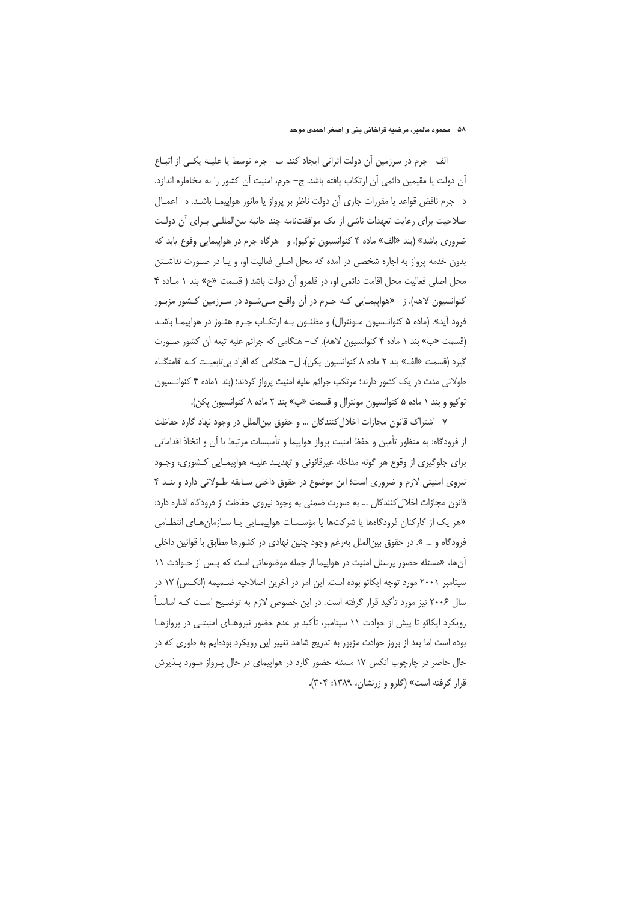الف– جرم در سرزمین آن دولت اثراتی ایجاد کند. ب– جرم توسط یا علیه یکی از اتباع آن دولت یا مقیمین دائمی آن ارتکاب یافته باشد. ج– جرم، امنیت آن کشور را به مخاطره اندازد. د– جرم ناقض قواعد یا مقررات جاری آن دولت ناظر بر پرواز یا مانور هواپیما باشد. ه– اعمال صلاحیت برای رعایت تعهدات ناشی از یک موافقت‌نامه چند جانبه بین‌المللی برای آن دولت ضروری باشد» (بند «الف» ماده ۴ کنوانسیون توکیو). و– هرگاه جرم در هواپیمایی وقوع یابد که بدون خدمه پرواز به اجاره شخصی در آمده که محل اصلی فعالیت او، و یا در صورت نداشتن محل اصلی فعالیت محل اقامت دائمی او، در قلمرو آن دولت باشد ( قسمت «ج» بند ۱ ماده ۴ کنوانسیون لاهه). ز– «هواپیمایی که جرم در آن واقع می‌شود در سرزمین کشور مزبور فرود آید». (ماده ۵ کنوانسیون مونترال) و مظنون به ارتکاب جرم هنوز در هواپیما باشد (قسمت «ب» بند ۱ ماده ۴ کنوانسیون لاهه). ک– هنگامی که جرائم علیه تبعه آن کشور صورت گیرد (قسمت «الف» بند ۲ ماده ۸ کنوانسیون پکن). ل– هنگامی که افراد بی‌تابعیت که اقامتگاه طولانی مدت در یک کشور دارند؛ مرتکب جرائم علیه امنیت پرواز گردند؛ (بند ۱ماده ۴ کنوانسیون توکیو و بند ۱ ماده ۵ کنوانسیون مونترال و قسمت «ب» بند ۲ ماده ۸ کنوانسیون پکن).

۷– اشتراک قانون مجازات اخلال‌کنندگان ... و حقوق بین‌الملل در وجود نهاد گارد حفاظت از فرودگاه: به منظور تأمین و حفظ امنیت پرواز هواپیما و تأسیسات مرتبط با آن و اتخاذ اقداماتی برای جلوگیری از وقوع هر گونه مداخله غیرقانونی و تهدید علیه هواپیمایی کشوری، وجود نیروی امنیتی لازم و ضروری است؛ این موضوع در حقوق داخلی سابقه طولانی دارد و بند ۴ قانون مجازات اخلال‌کنندگان ... به صورت ضمنی به وجود نیروی حفاظت از فرودگاه اشاره دارد: «هر یک از کارکنان فرودگاه‌ها یا شرکت‌ها یا مؤسسات هواپیمایی یا سازمان‌های انتظامی فرودگاه و ... ». در حقوق بین‌الملل به‌رغم وجود چنین نهادی در کشورها مطابق با قوانین داخلی آن‌ها، «مسئله حضور پرسنل امنیت در هواپیما از جمله موضوعاتی است که پس از حوادث ۱۱ سپتامبر ۲۰۰۱ مورد توجه ایکائو بوده است. این امر در آخرین اصلاحیه ضمیمه (انکس) ۱۷ در سال ۲۰۰۶ نیز مورد تأکید قرار گرفته است. در این خصوص لازم به توضیح است که اساساً رویکرد ایکائو تا پیش از حوادث ۱۱ سپتامبر، تأکید بر عدم حضور نیروهای امنیتی در پروازها بوده است اما بعد از بروز حوادث مزبور به تدریج شاهد تغییر این رویکرد بوده‌ایم به طوری که در حال حاضر در چارچوب انکس ۱۷ مسئله حضور گارد در هواپیمای در حال پرواز مورد پذیرش قرار گرفته است» (گلرو و زرنشان، ۱۳۸۹: ۳۰۴).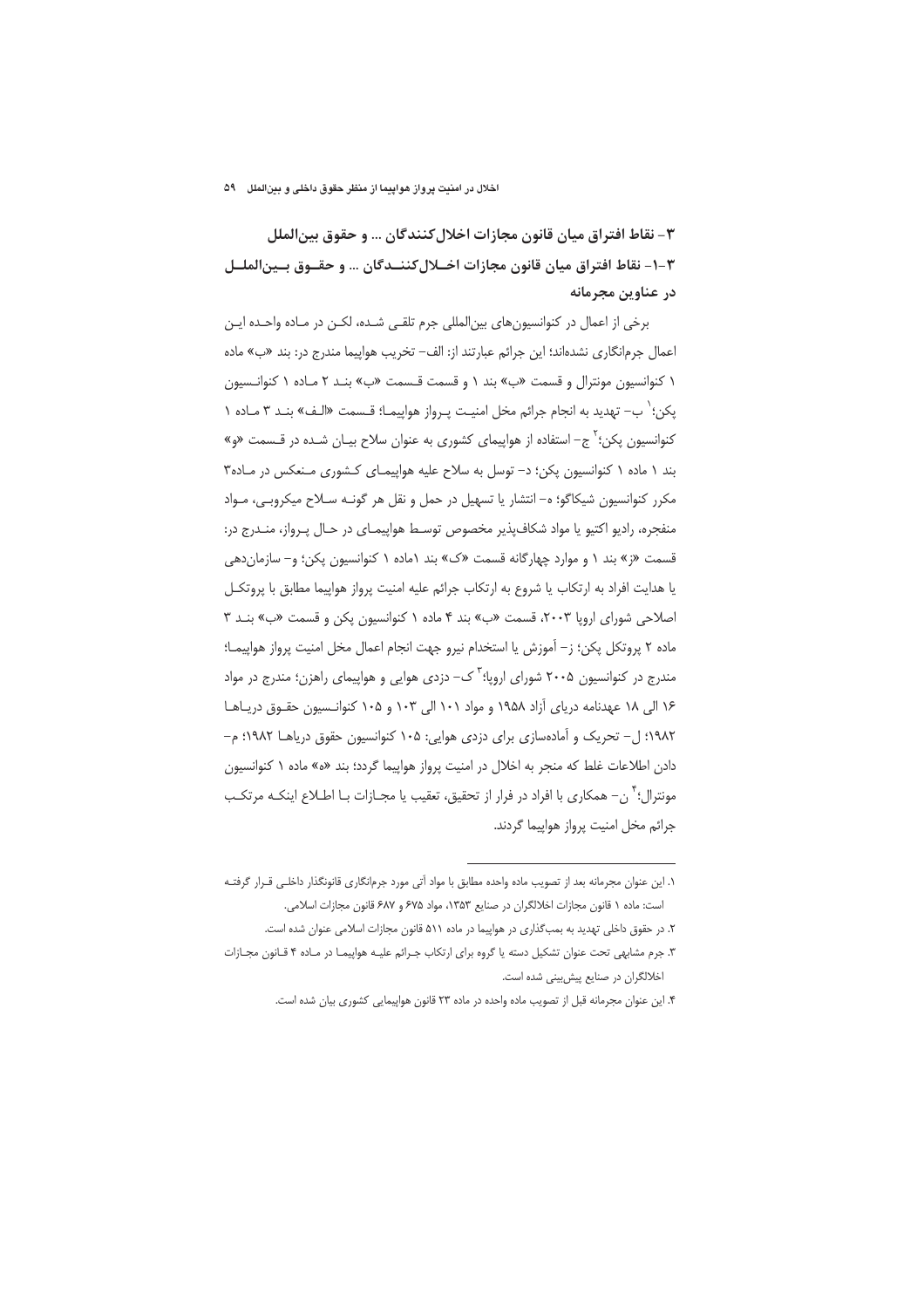## ۳- نقاط افتراق میان قانون مجازات اخلال‌کنندگان ... و حقوق بین‌الملل

### ۳-۱- نقاط افتراق میان قانون مجازات اخلال‌کنندگان ... و حقوق بین‌الملل در عناوین مجرمانه

برخی از اعمال در کنوانسیون‌های بین‌المللی جرم تلقی شده، لکن در ماده واحده این اعمال جرم‌انگاری نشده‌اند؛ این جرائم عبارتند از: الف- تخریب هواپیما مندرج در: بند «ب» ماده ۱ کنوانسیون مونترال و قسمت «ب» بند ۱ و قسمت قسمت «ب» بند ۲ ماده ۱ کنوانسیون پکن؛[1] ب- تهدید به انجام جرائم مخل امنیت پرواز هواپیما؛ قسمت «الف» بند ۳ ماده ۱ کنوانسیون پکن؛[2] ج- استفاده از هواپیمای کشوری به عنوان سلاح بیان شده در قسمت «و» بند ۱ ماده ۱ کنوانسیون پکن؛ د- توسل به سلاح علیه هواپیمای کشوری منعکس در ماده۳ مکرر کنوانسیون شیکاگو؛ ه- انتشار یا تسهیل در حمل و نقل هر گونه سلاح میکروبی، مواد منفجره، رادیو اکتیو یا مواد شکاف‌پذیر مخصوص توسط هواپیمای در حال پرواز، مندرج در: قسمت «ز» بند ۱ و موارد چهارگانه قسمت «ک» بند ۱ماده ۱ کنوانسیون پکن؛ و- سازماندهی یا هدایت افراد به ارتکاب یا شروع به ارتکاب جرائم علیه امنیت پرواز هواپیما مطابق با پروتکل اصلاحی شورای اروپا ۲۰۰۳، قسمت «ب» بند ۴ ماده ۱ کنوانسیون پکن و قسمت «ب» بند ۳ ماده ۲ پروتکل پکن؛ ز- آموزش یا استخدام نیرو جهت انجام اعمال مخل امنیت پرواز هواپیما؛ مندرج در کنوانسیون ۲۰۰۵ شورای اروپا؛[3] ک- دزدی هوایی و هواپیمای راهزن؛ مندرج در مواد ۱۶ الی ۱۸ عهدنامه دریای آزاد ۱۹۵۸ و مواد ۱۰۱ الی ۱۰۳ و ۱۰۵ کنوانسیون حقوق دریاها ۱۹۸۲؛ ل- تحریک و آماده‌سازی برای دزدی هوایی: ۱۰۵ کنوانسیون حقوق دریاها ۱۹۸۲؛ م- دادن اطلاعات غلط که منجر به اخلال در امنیت پرواز هواپیما گردد؛ بند «ه» ماده ۱ کنوانسیون مونترال؛[4] ن- همکاری با افراد در فرار از تحقیق، تعقیب یا مجازات با اطلاع اینکه مرتکب جرائم مخل امنیت پرواز هواپیما گردند.

---

۱. این عنوان مجرمانه بعد از تصویب ماده واحده مطابق با مواد آتی مورد جرم‌انگاری قانونگذار داخلی قرار گرفته است: ماده ۱ قانون مجازات اخلالگران در صنایع ۱۳۵۳، مواد ۶۷۵ و ۶۸۷ قانون مجازات اسلامی.

۲. در حقوق داخلی تهدید به بمب‌گذاری در هواپیما در ماده ۵۱۱ قانون مجازات اسلامی عنوان شده است.

۳. جرم مشابهی تحت عنوان تشکیل دسته یا گروه برای ارتکاب جرائم علیه هواپیما در ماده ۴ قانون مجازات اخلالگران در صنایع پیش‌بینی شده است.

۴. این عنوان مجرمانه قبل از تصویب ماده واحده در ماده ۲۳ قانون هواپیمایی کشوری بیان شده است.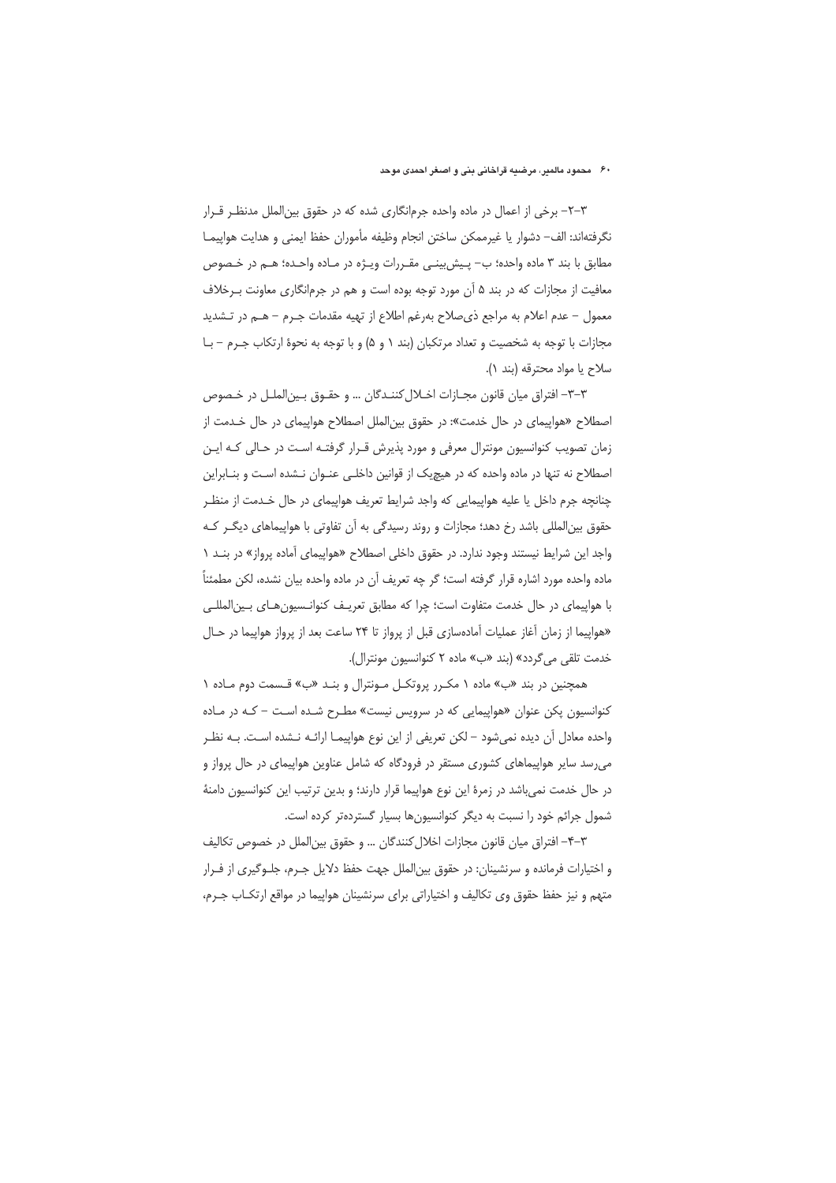۳-۲- برخی از اعمال در ماده واحده جرم‌انگاری شده که در حقوق بین‌الملل مدنظـر قـرار نگرفته‌اند: الف- دشوار یا غیرممکن ساختن انجام وظیفه مأموران حفظ ایمنی و هدایت هواپیمـا مطابق با بند ۳ ماده واحده؛ ب- پـیش‌بینـی مقـررات ویـژه در مـاده واحـده؛ هـم در خـصوص معافیت از مجازات که در بند ۵ آن مورد توجه بوده است و هم در جرم‌انگاری معاونت بـرخلاف معمول - عدم اعلام به مراجع ذی‌صلاح به‌رغم اطلاع از تهیه مقدمات جـرم - هـم در تـشدید مجازات با توجه به شخصیت و تعداد مرتکبان (بند ۱ و ۵) و با توجه به نحوهٔ ارتکاب جـرم - بـا سلاح یا مواد محترقه (بند ۱).

۳-۳- افتراق میان قانون مجـازات اخـلال‌کننـدگان ... و حقـوق بـین‌الملـل در خـصوص اصطلاح «هواپیمای در حال خدمت»: در حقوق بین‌الملل اصطلاح هواپیمای در حال خـدمت از زمان تصویب کنوانسیون مونترال معرفی و مورد پذیرش قـرار گرفتـه اسـت در حـالی کـه ایـن اصطلاح نه تنها در ماده واحده که در هیچ‌یک از قوانین داخلـی عنـوان نـشده اسـت و بنـابراین چنانچه جرم داخل یا علیه هواپیمایی که واجد شرایط تعریف هواپیمای در حال خـدمت از منظـر حقوق بین‌المللی باشد رخ دهد؛ مجازات و روند رسیدگی به آن تفاوتی با هواپیماهای دیگـر کـه واجد این شرایط نیستند وجود ندارد. در حقوق داخلی اصطلاح «هواپیمای آماده پرواز» در بنـد ۱ ماده واحده مورد اشاره قرار گرفته است؛ گر چه تعریف آن در ماده واحده بیان نشده، لکن مطمئناً با هواپیمای در حال خدمت متفاوت است؛ چرا که مطابق تعریـف کنوانـسیون‌هـای بـین‌المللـی «هواپیما از زمان آغاز عملیات آماده‌سازی قبل از پرواز تا ۲۴ ساعت بعد از پرواز هواپیما در حـال خدمت تلقی می‌گردد» (بند «ب» ماده ۲ کنوانسیون مونترال).

همچنین در بند «ب» ماده ۱ مکـرر پروتکـل مـونترال و بنـد «ب» قـسمت دوم مـاده ۱ کنوانسیون پکن عنوان «هواپیمایی که در سرویس نیست» مطـرح شـده اسـت - کـه در مـاده واحده معادل آن دیده نمی‌شود - لکن تعریفی از این نوع هواپیمـا ارائـه نـشده اسـت. بـه نظـر می‌رسد سایر هواپیماهای کشوری مستقر در فرودگاه که شامل عناوین هواپیمای در حال پرواز و در حال خدمت نمی‌باشد در زمرهٔ این نوع هواپیما قرار دارند؛ و بدین ترتیب این کنوانسیون دامنهٔ شمول جرائم خود را نسبت به دیگر کنوانسیون‌ها بسیار گسترده‌تر کرده است.

۳-۴- افتراق میان قانون مجازات اخلال‌کنندگان ... و حقوق بین‌الملل در خصوص تکالیف و اختیارات فرمانده و سرنشینان: در حقوق بین‌الملل جهت حفظ دلایل جـرم، جلـوگیری از فـرار متهم و نیز حفظ حقوق وی تکالیف و اختیاراتی برای سرنشینان هواپیما در مواقع ارتکـاب جـرم،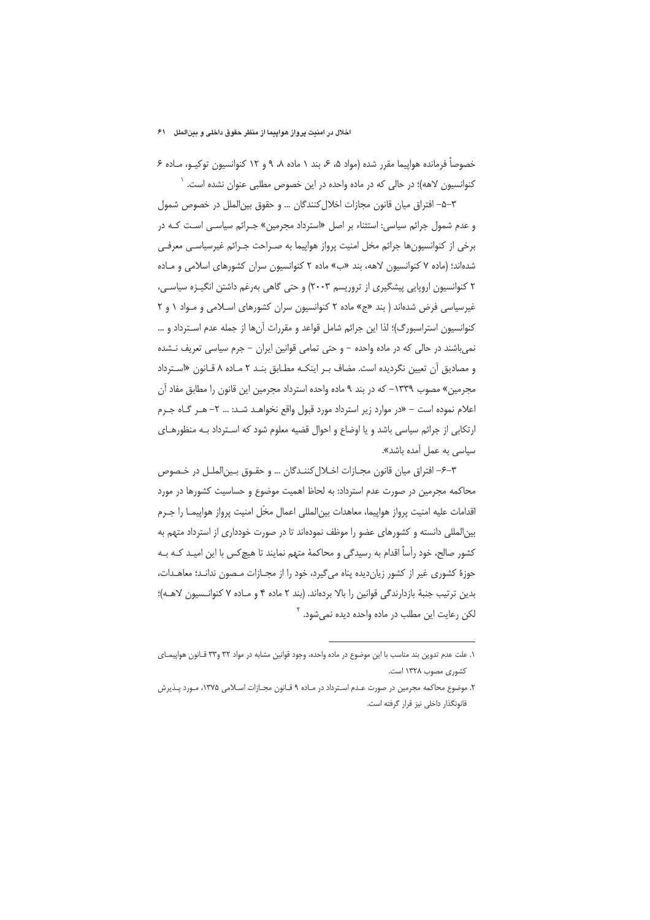خصوصاً فرمانده هواپیما مقرر شده (مواد ۵، ۶، بند ۱ ماده ۸، ۹ و ۱۲ کنوانسیون توکیو، ماده ۶ کنوانسیون لاهه)؛ در حالی که در ماده واحده در این خصوص مطلبی عنوان نشده است. [۱]

۳-۵- افتراق میان قانون مجازات اخلال‌کنندگان ... و حقوق بین‌الملل در خصوص شمول و عدم شمول جرائم سیاسی: استثناء بر اصل «استرداد مجرمین» جرائم سیاسی است که در برخی از کنوانسیون‌ها جرائم مخل امنیت پرواز هواپیما به صراحت جرائم غیرسیاسی معرفی شده‌اند؛ (ماده ۷ کنوانسیون لاهه، بند «ب» ماده ۲ کنوانسیون سران کشورهای اسلامی و ماده ۲ کنوانسیون اروپایی پیشگیری از تروریسم ۲۰۰۳) و حتی گاهی به‌رغم داشتن انگیزه سیاسی، غیرسیاسی فرض شده‌اند ( بند «ج» ماده ۲ کنوانسیون سران کشورهای اسلامی و مواد ۱ و ۲ کنوانسیون استراسبورگ)؛ لذا این جرائم شامل قواعد و مقررات آن‌ها از جمله عدم استرداد و ... نمی‌باشند در حالی که در ماده واحده – و حتی تمامی قوانین ایران – جرم سیاسی تعریف نشده و مصادیق آن تعیین نگردیده است. مضاف بر اینکه مطابق بند ۲ ماده ۸ قانون «استرداد مجرمین» مصوب ۱۳۳۹– که در بند ۹ ماده واحده استرداد مجرمین این قانون را مطابق مفاد آن اعلام نموده است – «در موارد زیر استرداد مورد قبول واقع نخواهد شد: ... ۲- هر گاه جرم ارتکابی از جرائم سیاسی باشد و یا اوضاع و احوال قضیه معلوم شود که استرداد به منظورهای سیاسی به عمل آمده باشد».

۳-۶- افتراق میان قانون مجازات اخلال‌کنندگان ... و حقوق بین‌الملل در خصوص محاکمه مجرمین در صورت عدم استرداد: به لحاظ اهمیت موضوع و حساسیت کشورها در مورد اقدامات علیه امنیت پرواز هواپیما، معاهدات بین‌المللی اعمال مخّل امنیت پرواز هواپیما را جرم بین‌المللی دانسته و کشورهای عضو را موظف نموده‌اند تا در صورت خودداری از استرداد متهم به کشور صالح، خود رأساً اقدام به رسیدگی و محاکمهٔ متهم نمایند تا هیچ‌کس با این امید که به حوزهٔ کشوری غیر از کشور زیان‌دیده پناه می‌گیرد، خود را از مجازات مصون نداند؛ معاهدات، بدین ترتیب جنبهٔ بازدارندگی قوانین را بالا برده‌اند. (بند ۲ ماده ۴ و ماده ۷ کنوانسیون لاهه)؛ لکن رعایت این مطلب در ماده واحده دیده نمی‌شود. [۲]

---

۱. علت عدم تدوین بند مناسب با این موضوع در ماده واحده، وجود قوانین مشابه در مواد ۳۲ و۳۳ قانون هواپیمای کشوری مصوب ۱۳۲۸ است.

۲. موضوع محاکمه مجرمین در صورت عدم استرداد در ماده ۹ قانون مجازات اسلامی ۱۳۷۵، مورد پذیرش قانونگذار داخلی نیز قرار گرفته است.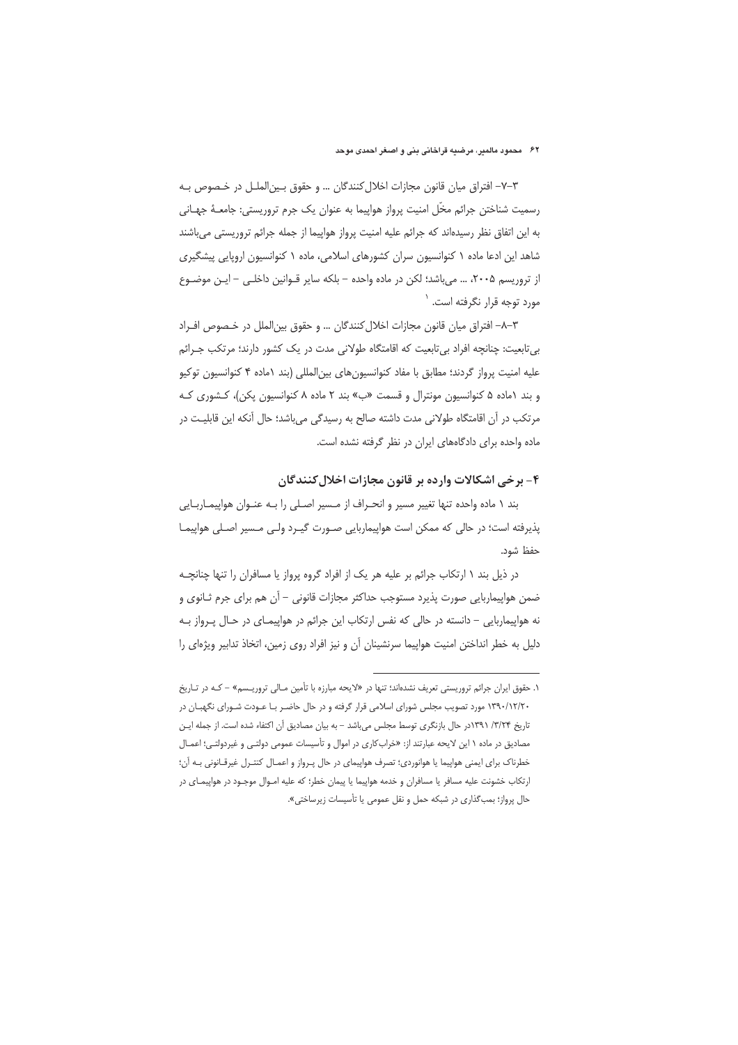۳-۷- افتراق میان قانون مجازات اخلال‌کنندگان ... و حقوق بین‌الملل در خصوص به رسمیت شناختن جرائم مخّل امنیت پرواز هواپیما به عنوان یک جرم تروریستی: جامعهٔ جهانی به این اتفاق نظر رسیده‌اند که جرائم علیه امنیت پرواز هواپیما از جمله جرائم تروریستی می‌باشند شاهد این ادعا ماده ۱ کنوانسیون سران کشورهای اسلامی، ماده ۱ کنوانسیون اروپایی پیشگیری از تروریسم ۲۰۰۵، ... می‌باشد؛ لکن در ماده واحده - بلکه سایر قوانین داخلی - این موضوع مورد توجه قرار نگرفته است.[1]

۳-۸- افتراق میان قانون مجازات اخلال‌کنندگان ... و حقوق بین‌الملل در خصوص افراد بی‌تابعیت: چنانچه افراد بی‌تابعیت که اقامتگاه طولانی مدت در یک کشور دارند؛ مرتکب جرائم علیه امنیت پرواز گردند؛ مطابق با مفاد کنوانسیون‌های بین‌المللی (بند ۱ماده ۴ کنوانسیون توکیو و بند ۱ماده ۵ کنوانسیون مونترال و قسمت «ب» بند ۲ ماده ۸ کنوانسیون پکن)، کشوری که مرتکب در آن اقامتگاه طولانی مدت داشته صالح به رسیدگی می‌باشد؛ حال آنکه این قابلیت در ماده واحده برای دادگاه‌های ایران در نظر گرفته نشده است.

## ۴- برخی اشکالات وارده بر قانون مجازات اخلال‌کنندگان

بند ۱ ماده واحده تنها تغییر مسیر و انحراف از مسیر اصلی را به عنوان هواپیماربایی پذیرفته است؛ در حالی که ممکن است هواپیماربایی صورت گیرد ولی مسیر اصلی هواپیما حفظ شود.

در ذیل بند ۱ ارتکاب جرائم بر علیه هر یک از افراد گروه پرواز یا مسافران را تنها چنانچه ضمن هواپیماربایی صورت پذیرد مستوجب حداکثر مجازات قانونی - آن هم برای جرم ثانوی و نه هواپیماربایی - دانسته در حالی که نفس ارتکاب این جرائم در هواپیمای در حال پرواز به دلیل به خطر انداختن امنیت هواپیما سرنشینان آن و نیز افراد روی زمین، اتخاذ تدابیر ویژه‌ای را

---

۱. حقوق ایران جرائم تروریستی تعریف نشده‌اند؛ تنها در «لایحه مبارزه با تأمین مالی تروریسم» - که در تاریخ ۱۳۹۰/۱۲/۲۰ مورد تصویب مجلس شورای اسلامی قرار گرفته و در حال حاضر با عودت شورای نگهبان در تاریخ ۱۳۹۱/۳/۲۴در حال بازنگری توسط مجلس می‌باشد - به بیان مصادیق آن اکتفاء شده است. از جمله این مصادیق در ماده ۱ این لایحه عبارتند از: «خراب‌کاری در اموال و تأسیسات عمومی دولتی و غیردولتی؛ اعمال خطرناک برای ایمنی هواپیما یا هوانوردی؛ تصرف هواپیمای در حال پرواز و اعمال کنترل غیرقانونی به آن؛ ارتکاب خشونت علیه مسافر یا مسافران و خدمه هواپیما یا پیمان خطر؛ که علیه اموال موجود در هواپیمای در حال پرواز؛ بمب‌گذاری در شبکه حمل و نقل عمومی یا تأسیسات زیرساختی».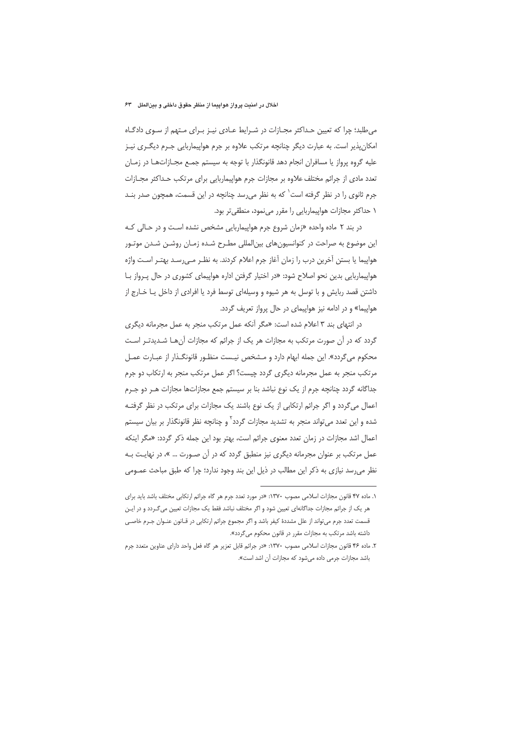می‌طلبد؛ چرا که تعیین حداکثر مجازات در شرایط عادی نیز برای متهم از سوی دادگاه امکان‌پذیر است. به عبارت دیگر چنانچه مرتکب علاوه بر جرم هواپیماربایی جرم دیگری نیز علیه گروه پرواز یا مسافران انجام دهد قانونگذار با توجه به سیستم جمع مجازات‌ها در زمان تعدد مادی از جرائم مختلف علاوه بر مجازات جرم هواپیماربایی برای مرتکب حداکثر مجازات جرم ثانوی را در نظر گرفته است[1] که به نظر می‌رسد چنانچه در این قسمت، همچون صدر بند ۱ حداکثر مجازات هواپیماربایی را مقرر می‌نمود، منطقی‌تر بود.

در بند ۲ ماده واحده «زمان شروع جرم هواپیماربایی مشخص نشده است و در حالی که این موضوع به صراحت در کنوانسیون‌های بین‌المللی مطرح شده زمان روشن شدن موتور هواپیما یا بستن آخرین درب را زمان آغاز جرم اعلام کردند. به نظر می‌رسد بهتر است واژه هواپیماربایی بدین نحو اصلاح شود: «در اختیار گرفتن اداره هواپیمای کشوری در حال پرواز با داشتن قصد ربایش و با توسل به هر شیوه و وسیله‌ای توسط فرد یا افرادی از داخل یا خارج از هواپیما» و در ادامه نیز هواپیمای در حال پرواز تعریف گردد.

در انتهای بند ۳ اعلام شده است: «مگر آنکه عمل مرتکب منجر به عمل مجرمانه دیگری گردد که در آن صورت مرتکب به مجازات هر یک از جرائم که مجازات آن‌ها شدیدتر است محکوم می‌گردد». این جمله ابهام دارد و مشخص نیست منظور قانونگذار از عبارت عمل مرتکب منجر به عمل مجرمانه دیگری گردد چیست؟ اگر عمل مرتکب منجر به ارتکاب دو جرم جداگانه گردد چنانچه جرم از یک نوع نباشد بنا بر سیستم جمع مجازات‌ها مجازات هر دو جرم اعمال می‌گردد و اگر جرائم ارتکابی از یک نوع باشند یک مجازات برای مرتکب در نظر گرفته شده و این تعدد می‌تواند منجر به تشدید مجازات گردد[2] و چنانچه نظر قانونگذار بر بیان سیستم اعمال اشد مجازات در زمان تعدد معنوی جرائم است، بهتر بود این جمله ذکر گردد: «مگر اینکه عمل مرتکب بر عنوان مجرمانه دیگری نیز منطبق گردد که در آن صورت ... »، در نهایت به نظر می‌رسد نیازی به ذکر این مطالب در ذیل این بند وجود ندارد؛ چرا که طبق مباحث عمومی

---

۱. ماده ۴۷ قانون مجازات اسلامی مصوب ۱۳۷۰: «در مورد تعدد جرم هر گاه جرائم ارتکابی مختلف باشد باید برای هر یک از جرائم مجازات جداگانه‌ای تعیین شود و اگر مختلف نباشد فقط یک مجازات تعیین می‌گردد و در این قسمت تعدد جرم می‌تواند از علل مشددهٔ کیفر باشد و اگر مجموع جرائم ارتکابی در قانون عنوان جرم خاصی داشته باشد مرتکب به مجازات مقرر در قانون محکوم می‌گردد».

۲. ماده ۴۶ قانون مجازات اسلامی مصوب ۱۳۷۰: «در جرائم قابل تعزیر هر گاه فعل واحد دارای عناوین متعدد جرم باشد مجازات جرمی داده می‌شود که مجازات آن اشد است».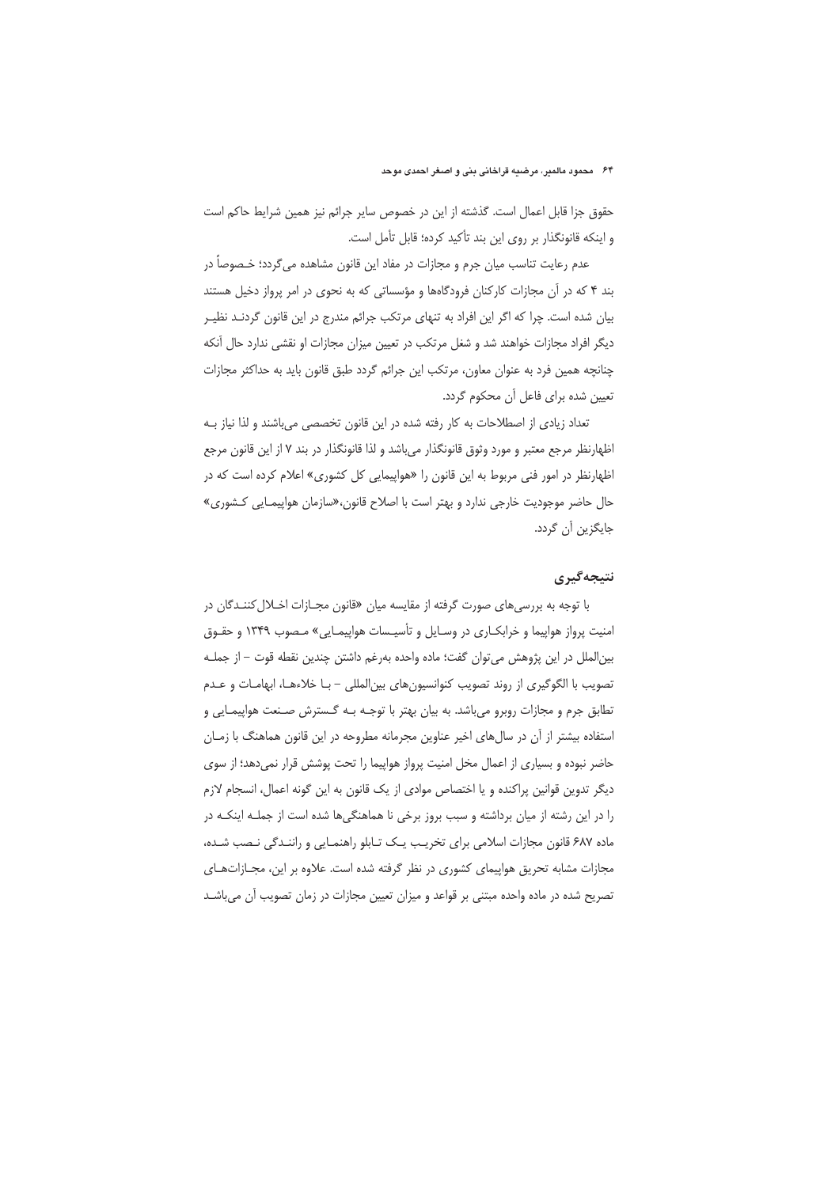حقوق جزا قابل اعمال است. گذشته از این در خصوص سایر جرائم نیز همین شرایط حاکم است و اینکه قانونگذار بر روی این بند تأکید کرده؛ قابل تأمل است.

عدم رعایت تناسب میان جرم و مجازات در مفاد این قانون مشاهده می‌گردد؛ خصوصاً در بند ۴ که در آن مجازات کارکنان فرودگاه‌ها و مؤسساتی که به نحوی در امر پرواز دخیل هستند بیان شده است. چرا که اگر این افراد به تنهای مرتکب جرائم مندرج در این قانون گردنـد نظیـر دیگر افراد مجازات خواهند شد و شغل مرتکب در تعیین میزان مجازات او نقشی ندارد حال آنکه چنانچه همین فرد به عنوان معاون، مرتکب این جرائم گردد طبق قانون باید به حداکثر مجازات تعیین شده برای فاعل آن محکوم گردد.

تعداد زیادی از اصطلاحات به کار رفته شده در این قانون تخصصی می‌باشند و لذا نیاز بـه اظهارنظر مرجع معتبر و مورد وثوق قانونگذار می‌باشد و لذا قانونگذار در بند ۷ از این قانون مرجع اظهارنظر در امور فنی مربوط به این قانون را «هواپیمایی کل کشوری» اعلام کرده است که در حال حاضر موجودیت خارجی ندارد و بهتر است با اصلاح قانون،«سازمان هواپیمـایی کـشوری» جایگزین آن گردد.

## نتیجه‌گیری

با توجه به بررسی‌های صورت گرفته از مقایسه میان «قانون مجـازات اخـلال‌کننـدگان در امنیت پرواز هواپیما و خرابکـاری در وسـایل و تأسیـسات هواپیمـایی» مـصوب ۱۳۴۹ و حقـوق بین‌الملل در این پژوهش می‌توان گفت؛ ماده واحده به‌رغم داشتن چندین نقطه قوت – از جملـه تصویب با الگوگیری از روند تصویب کنوانسیون‌های بین‌المللی – بـا خلاءهـا، ابهامـات و عـدم تطابق جرم و مجازات روبرو می‌باشد. به بیان بهتر با توجـه بـه گـسترش صـنعت هواپیمـایی و استفاده بیشتر از آن در سال‌های اخیر عناوین مجرمانه مطروحه در این قانون هماهنگ با زمـان حاضر نبوده و بسیاری از اعمال مخل امنیت پرواز هواپیما را تحت پوشش قرار نمی‌دهد؛ از سوی دیگر تدوین قوانین پراکنده و یا اختصاص موادی از یک قانون به این گونه اعمال، انسجام لازم را در این رشته از میان برداشته و سبب بروز برخی نا هماهنگی‌ها شده است از جملـه اینکـه در ماده ۶۸۷ قانون مجازات اسلامی برای تخریـب یـک تـابلو راهنمـایی و راننـدگی نـصب شـده، مجازات مشابه تحریق هواپیمای کشوری در نظر گرفته شده است. علاوه بر این، مجـازات‌هـای تصریح شده در ماده واحده مبتنی بر قواعد و میزان تعیین مجازات در زمان تصویب آن می‌باشـد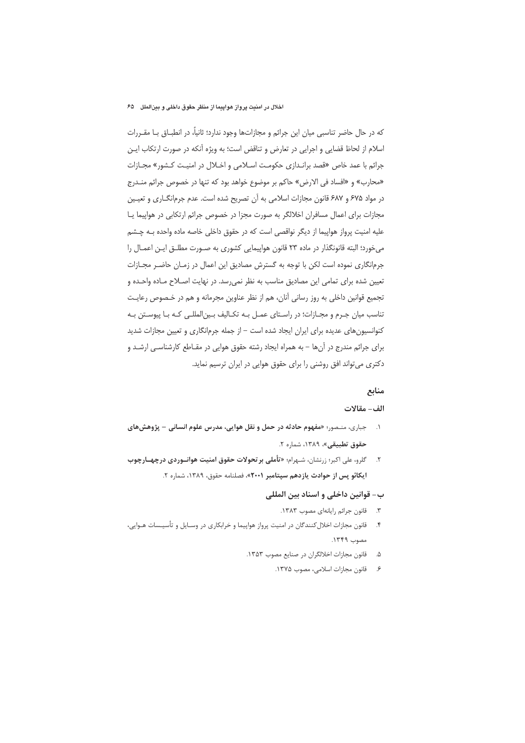که در حال حاضر تناسبی میان این جرائم و مجازات‌ها وجود ندارد؛ ثانیاً، در انطباق با مقررات اسلام از لحاظ قضایی و اجرایی در تعارض و تناقض است؛ به ویژه آنکه در صورت ارتکاب این جرائم با عمد خاص «قصد براندازی حکومت اسلامی و اخلال در امنیت کشور» مجازات «محارب» و «افساد فی الارض» حاکم بر موضوع خواهد بود که تنها در خصوص جرائم مندرج در مواد ۶۷۵ و ۶۸۷ قانون مجازات اسلامی به آن تصریح شده است. عدم جرم‌انگاری و تعیین مجازات برای اعمال مسافران اخلالگر به صورت مجزا در خصوص جرائم ارتکابی در هواپیما یا علیه امنیت پرواز هواپیما از دیگر نواقصی است که در حقوق داخلی خاصه ماده واحده به چشم می‌خورد؛ البته قانونگذار در ماده ۲۳ قانون هواپیمایی کشوری به صورت مطلق این اعمال را جرم‌انگاری نموده است لکن با توجه به گسترش مصادیق این اعمال در زمان حاضر مجازات تعیین شده برای تمامی این مصادیق مناسب به نظر نمی‌رسد. در نهایت اصلاح ماده واحده و تجمیع قوانین داخلی به روز رسانی آنان، هم از نظر عناوین مجرمانه و هم در خصوص رعایت تناسب میان جرم و مجازات؛ در راستای عمل به تکالیف بین‌المللی که با پیوستن به کنوانسیون‌های عدیده برای ایران ایجاد شده است – از جمله جرم‌انگاری و تعیین مجازات شدید برای جرائم مندرج در آن‌ها – به همراه ایجاد رشته حقوق هوایی در مقاطع کارشناسی ارشد و دکتری می‌تواند افق روشنی را برای حقوق هوایی در ایران ترسیم نماید.

## منابع

### الف- مقالات

۱. جباری، منصور؛ «**مفهوم حادثه در حمل و نقل هوایی، مدرس علوم انسانی – پژوهش‌های حقوق تطبیقی**»، ۱۳۸۹، شماره ۲.

۲. گلرو، علی اکبر؛ زرنشان، شهرام؛ «**تأملی بر تحولات حقوق امنیت هوانوردی درچهارچوب ایکائو پس از حوادث یازدهم سپتامبر ۲۰۰۱**»، فصلنامه حقوق، ۱۳۸۹، شماره ۲.

### ب- قوانین داخلی و اسناد بین المللی

۳. قانون جرائم رایانه‌ای مصوب ۱۳۸۳.

۴. قانون مجازات اخلال‌کنندگان در امنیت پرواز هواپیما و خرابکاری در وسایل و تأسیسات هوایی، مصوب ۱۳۴۹.

۵. قانون مجازات اخلالگران در صنایع مصوب ۱۳۵۳.

۶. قانون مجازات اسلامی، مصوب ۱۳۷۵.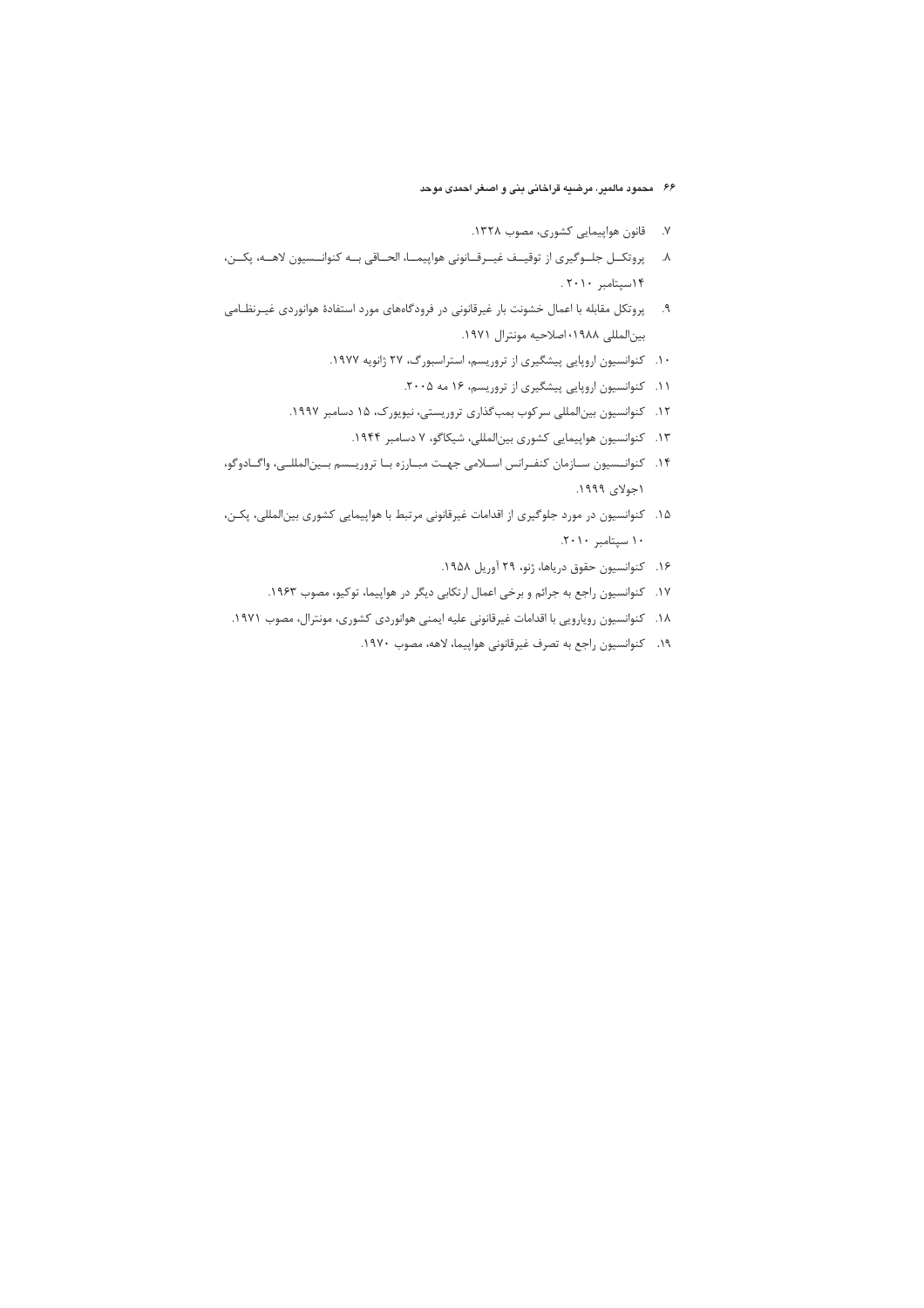۷. قانون هواپیمایی کشوری، مصوب ۱۳۲۸.

۸. پروتکل جلوگیری از توقیف غیرقانونی هواپیما، الحاقی به کنوانسیون لاهه، پکن، ۱۴سپتامبر ۲۰۱۰ .

۹. پروتکل مقابله با اعمال خشونت بار غیرقانونی در فرودگاه‌های مورد استفادهٔ هوانوردی غیرنظامی بین‌المللی ۱۹۸۸، اصلاحیه مونترال ۱۹۷۱.

۱۰. کنوانسیون اروپایی پیشگیری از تروریسم، استراسبورگ، ۲۷ ژانویه ۱۹۷۷.

۱۱. کنوانسیون اروپایی پیشگیری از تروریسم، ۱۶ مه ۲۰۰۵.

۱۲. کنوانسیون بین‌المللی سرکوب بمب‌گذاری تروریستی، نیویورک، ۱۵ دسامبر ۱۹۹۷.

۱۳. کنوانسیون هواپیمایی کشوری بین‌المللی، شیکاگو، ۷ دسامبر ۱۹۴۴.

۱۴. کنوانسیون سازمان کنفرانس اسلامی جهت مبارزه با تروریسم بین‌المللی، واگادوگو، ۱جولای ۱۹۹۹.

۱۵. کنوانسیون در مورد جلوگیری از اقدامات غیرقانونی مرتبط با هواپیمایی کشوری بین‌المللی، پکن، ۱۰ سپتامبر ۲۰۱۰.

۱۶. کنوانسیون حقوق دریاها، ژنو، ۲۹ آوریل ۱۹۵۸.

۱۷. کنوانسیون راجع به جرائم و برخی اعمال ارتکابی دیگر در هواپیما، توکیو، مصوب ۱۹۶۳.

۱۸. کنوانسیون رویارویی با اقدامات غیرقانونی علیه ایمنی هوانوردی کشوری، مونترال، مصوب ۱۹۷۱.

۱۹. کنوانسیون راجع به تصرف غیرقانونی هواپیما، لاهه، مصوب ۱۹۷۰.